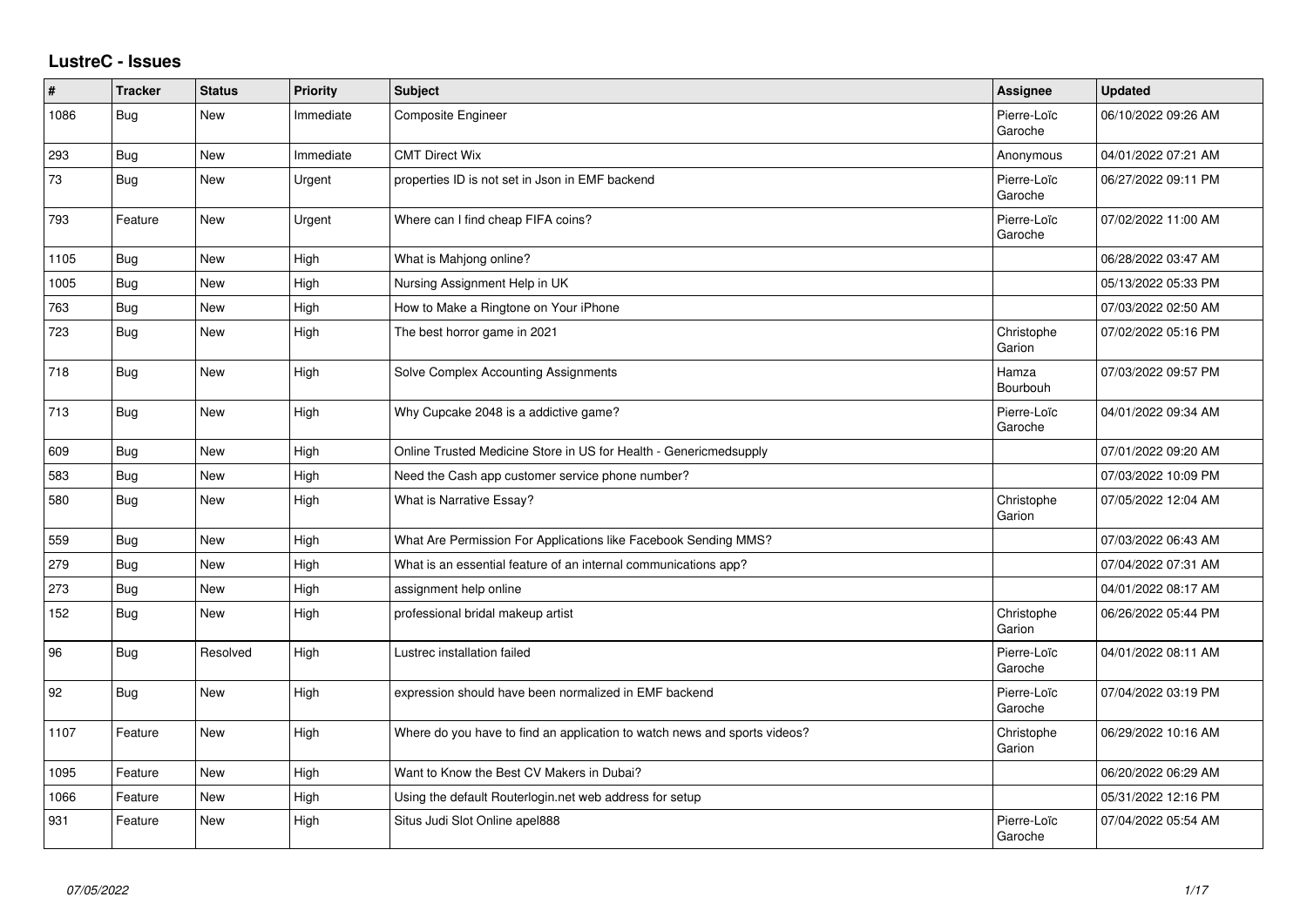# LustreC - Issues

| # | Tracker | Status | Priority | Subject | Assignee | Updated |
|---|---|---|---|---|---|---|
| 1086 | Bug | New | Immediate | Composite Engineer | Pierre-Loïc Garoche | 06/10/2022 09:26 AM |
| 293 | Bug | New | Immediate | CMT Direct Wix | Anonymous | 04/01/2022 07:21 AM |
| 73 | Bug | New | Urgent | properties ID is not set in Json in EMF backend | Pierre-Loïc Garoche | 06/27/2022 09:11 PM |
| 793 | Feature | New | Urgent | Where can I find cheap FIFA coins? | Pierre-Loïc Garoche | 07/02/2022 11:00 AM |
| 1105 | Bug | New | High | What is Mahjong online? | | 06/28/2022 03:47 AM |
| 1005 | Bug | New | High | Nursing Assignment Help in UK | | 05/13/2022 05:33 PM |
| 763 | Bug | New | High | How to Make a Ringtone on Your iPhone | | 07/03/2022 02:50 AM |
| 723 | Bug | New | High | The best horror game in 2021 | Christophe Garion | 07/02/2022 05:16 PM |
| 718 | Bug | New | High | Solve Complex Accounting Assignments | Hamza Bourbouh | 07/03/2022 09:57 PM |
| 713 | Bug | New | High | Why Cupcake 2048 is a addictive game? | Pierre-Loïc Garoche | 04/01/2022 09:34 AM |
| 609 | Bug | New | High | Online Trusted Medicine Store in US for Health - Genericmedsupply | | 07/01/2022 09:20 AM |
| 583 | Bug | New | High | Need the Cash app customer service phone number? | | 07/03/2022 10:09 PM |
| 580 | Bug | New | High | What is Narrative Essay? | Christophe Garion | 07/05/2022 12:04 AM |
| 559 | Bug | New | High | What Are Permission For Applications like Facebook Sending MMS? | | 07/03/2022 06:43 AM |
| 279 | Bug | New | High | What is an essential feature of an internal communications app? | | 07/04/2022 07:31 AM |
| 273 | Bug | New | High | assignment help online | | 04/01/2022 08:17 AM |
| 152 | Bug | New | High | professional bridal makeup artist | Christophe Garion | 06/26/2022 05:44 PM |
| 96 | Bug | Resolved | High | Lustrec installation failed | Pierre-Loïc Garoche | 04/01/2022 08:11 AM |
| 92 | Bug | New | High | expression should have been normalized in EMF backend | Pierre-Loïc Garoche | 07/04/2022 03:19 PM |
| 1107 | Feature | New | High | Where do you have to find an application to watch news and sports videos? | Christophe Garion | 06/29/2022 10:16 AM |
| 1095 | Feature | New | High | Want to Know the Best CV Makers in Dubai? | | 06/20/2022 06:29 AM |
| 1066 | Feature | New | High | Using the default Routerlogin.net web address for setup | | 05/31/2022 12:16 PM |
| 931 | Feature | New | High | Situs Judi Slot Online apel888 | Pierre-Loïc Garoche | 07/04/2022 05:54 AM |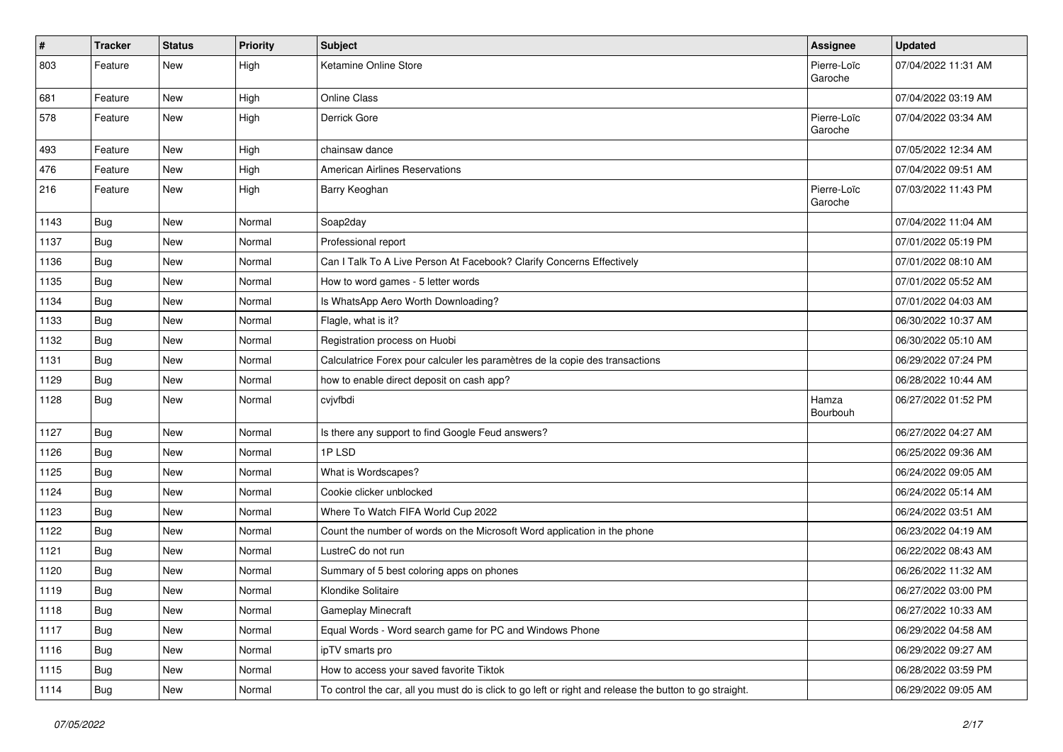| # | Tracker | Status | Priority | Subject | Assignee | Updated |
| --- | --- | --- | --- | --- | --- | --- |
| 803 | Feature | New | High | Ketamine Online Store | Pierre-Loïc Garoche | 07/04/2022 11:31 AM |
| 681 | Feature | New | High | Online Class | | 07/04/2022 03:19 AM |
| 578 | Feature | New | High | Derrick Gore | Pierre-Loïc Garoche | 07/04/2022 03:34 AM |
| 493 | Feature | New | High | chainsaw dance | | 07/05/2022 12:34 AM |
| 476 | Feature | New | High | American Airlines Reservations | | 07/04/2022 09:51 AM |
| 216 | Feature | New | High | Barry Keoghan | Pierre-Loïc Garoche | 07/03/2022 11:43 PM |
| 1143 | Bug | New | Normal | Soap2day | | 07/04/2022 11:04 AM |
| 1137 | Bug | New | Normal | Professional report | | 07/01/2022 05:19 PM |
| 1136 | Bug | New | Normal | Can I Talk To A Live Person At Facebook? Clarify Concerns Effectively | | 07/01/2022 08:10 AM |
| 1135 | Bug | New | Normal | How to word games - 5 letter words | | 07/01/2022 05:52 AM |
| 1134 | Bug | New | Normal | Is WhatsApp Aero Worth Downloading? | | 07/01/2022 04:03 AM |
| 1133 | Bug | New | Normal | Flagle, what is it? | | 06/30/2022 10:37 AM |
| 1132 | Bug | New | Normal | Registration process on Huobi | | 06/30/2022 05:10 AM |
| 1131 | Bug | New | Normal | Calculatrice Forex pour calculer les paramètres de la copie des transactions | | 06/29/2022 07:24 PM |
| 1129 | Bug | New | Normal | how to enable direct deposit on cash app? | | 06/28/2022 10:44 AM |
| 1128 | Bug | New | Normal | cvjvfbdi | Hamza Bourbouh | 06/27/2022 01:52 PM |
| 1127 | Bug | New | Normal | Is there any support to find Google Feud answers? | | 06/27/2022 04:27 AM |
| 1126 | Bug | New | Normal | 1P LSD | | 06/25/2022 09:36 AM |
| 1125 | Bug | New | Normal | What is Wordscapes? | | 06/24/2022 09:05 AM |
| 1124 | Bug | New | Normal | Cookie clicker unblocked | | 06/24/2022 05:14 AM |
| 1123 | Bug | New | Normal | Where To Watch FIFA World Cup 2022 | | 06/24/2022 03:51 AM |
| 1122 | Bug | New | Normal | Count the number of words on the Microsoft Word application in the phone | | 06/23/2022 04:19 AM |
| 1121 | Bug | New | Normal | LustreC do not run | | 06/22/2022 08:43 AM |
| 1120 | Bug | New | Normal | Summary of 5 best coloring apps on phones | | 06/26/2022 11:32 AM |
| 1119 | Bug | New | Normal | Klondike Solitaire | | 06/27/2022 03:00 PM |
| 1118 | Bug | New | Normal | Gameplay Minecraft | | 06/27/2022 10:33 AM |
| 1117 | Bug | New | Normal | Equal Words - Word search game for PC and Windows Phone | | 06/29/2022 04:58 AM |
| 1116 | Bug | New | Normal | ipTV smarts pro | | 06/29/2022 09:27 AM |
| 1115 | Bug | New | Normal | How to access your saved favorite Tiktok | | 06/28/2022 03:59 PM |
| 1114 | Bug | New | Normal | To control the car, all you must do is click to go left or right and release the button to go straight. | | 06/29/2022 09:05 AM |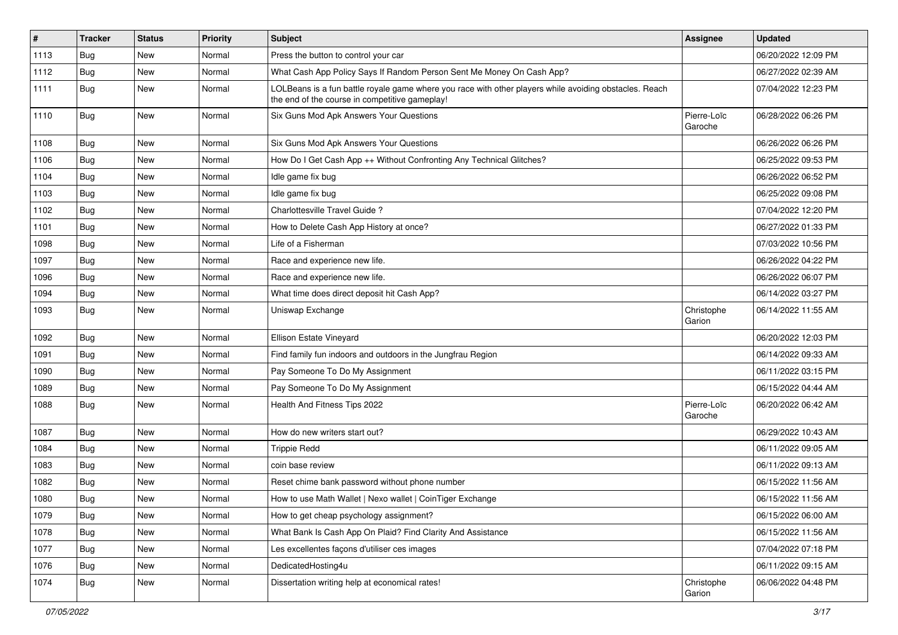| # | Tracker | Status | Priority | Subject | Assignee | Updated |
|---|---|---|---|---|---|---|
| 1113 | Bug | New | Normal | Press the button to control your car | | 06/20/2022 12:09 PM |
| 1112 | Bug | New | Normal | What Cash App Policy Says If Random Person Sent Me Money On Cash App? | | 06/27/2022 02:39 AM |
| 1111 | Bug | New | Normal | LOLBeans is a fun battle royale game where you race with other players while avoiding obstacles. Reach the end of the course in competitive gameplay! | | 07/04/2022 12:23 PM |
| 1110 | Bug | New | Normal | Six Guns Mod Apk Answers Your Questions | Pierre-Loïc Garoche | 06/28/2022 06:26 PM |
| 1108 | Bug | New | Normal | Six Guns Mod Apk Answers Your Questions | | 06/26/2022 06:26 PM |
| 1106 | Bug | New | Normal | How Do I Get Cash App ++ Without Confronting Any Technical Glitches? | | 06/25/2022 09:53 PM |
| 1104 | Bug | New | Normal | Idle game fix bug | | 06/26/2022 06:52 PM |
| 1103 | Bug | New | Normal | Idle game fix bug | | 06/25/2022 09:08 PM |
| 1102 | Bug | New | Normal | Charlottesville Travel Guide ? | | 07/04/2022 12:20 PM |
| 1101 | Bug | New | Normal | How to Delete Cash App History at once? | | 06/27/2022 01:33 PM |
| 1098 | Bug | New | Normal | Life of a Fisherman | | 07/03/2022 10:56 PM |
| 1097 | Bug | New | Normal | Race and experience new life. | | 06/26/2022 04:22 PM |
| 1096 | Bug | New | Normal | Race and experience new life. | | 06/26/2022 06:07 PM |
| 1094 | Bug | New | Normal | What time does direct deposit hit Cash App? | | 06/14/2022 03:27 PM |
| 1093 | Bug | New | Normal | Uniswap Exchange | Christophe Garion | 06/14/2022 11:55 AM |
| 1092 | Bug | New | Normal | Ellison Estate Vineyard | | 06/20/2022 12:03 PM |
| 1091 | Bug | New | Normal | Find family fun indoors and outdoors in the Jungfrau Region | | 06/14/2022 09:33 AM |
| 1090 | Bug | New | Normal | Pay Someone To Do My Assignment | | 06/11/2022 03:15 PM |
| 1089 | Bug | New | Normal | Pay Someone To Do My Assignment | | 06/15/2022 04:44 AM |
| 1088 | Bug | New | Normal | Health And Fitness Tips 2022 | Pierre-Loïc Garoche | 06/20/2022 06:42 AM |
| 1087 | Bug | New | Normal | How do new writers start out? | | 06/29/2022 10:43 AM |
| 1084 | Bug | New | Normal | Trippie Redd | | 06/11/2022 09:05 AM |
| 1083 | Bug | New | Normal | coin base review | | 06/11/2022 09:13 AM |
| 1082 | Bug | New | Normal | Reset chime bank password without phone number | | 06/15/2022 11:56 AM |
| 1080 | Bug | New | Normal | How to use Math Wallet \| Nexo wallet \| CoinTiger Exchange | | 06/15/2022 11:56 AM |
| 1079 | Bug | New | Normal | How to get cheap psychology assignment? | | 06/15/2022 06:00 AM |
| 1078 | Bug | New | Normal | What Bank Is Cash App On Plaid? Find Clarity And Assistance | | 06/15/2022 11:56 AM |
| 1077 | Bug | New | Normal | Les excellentes façons d'utiliser ces images | | 07/04/2022 07:18 PM |
| 1076 | Bug | New | Normal | DedicatedHosting4u | | 06/11/2022 09:15 AM |
| 1074 | Bug | New | Normal | Dissertation writing help at economical rates! | Christophe Garion | 06/06/2022 04:48 PM |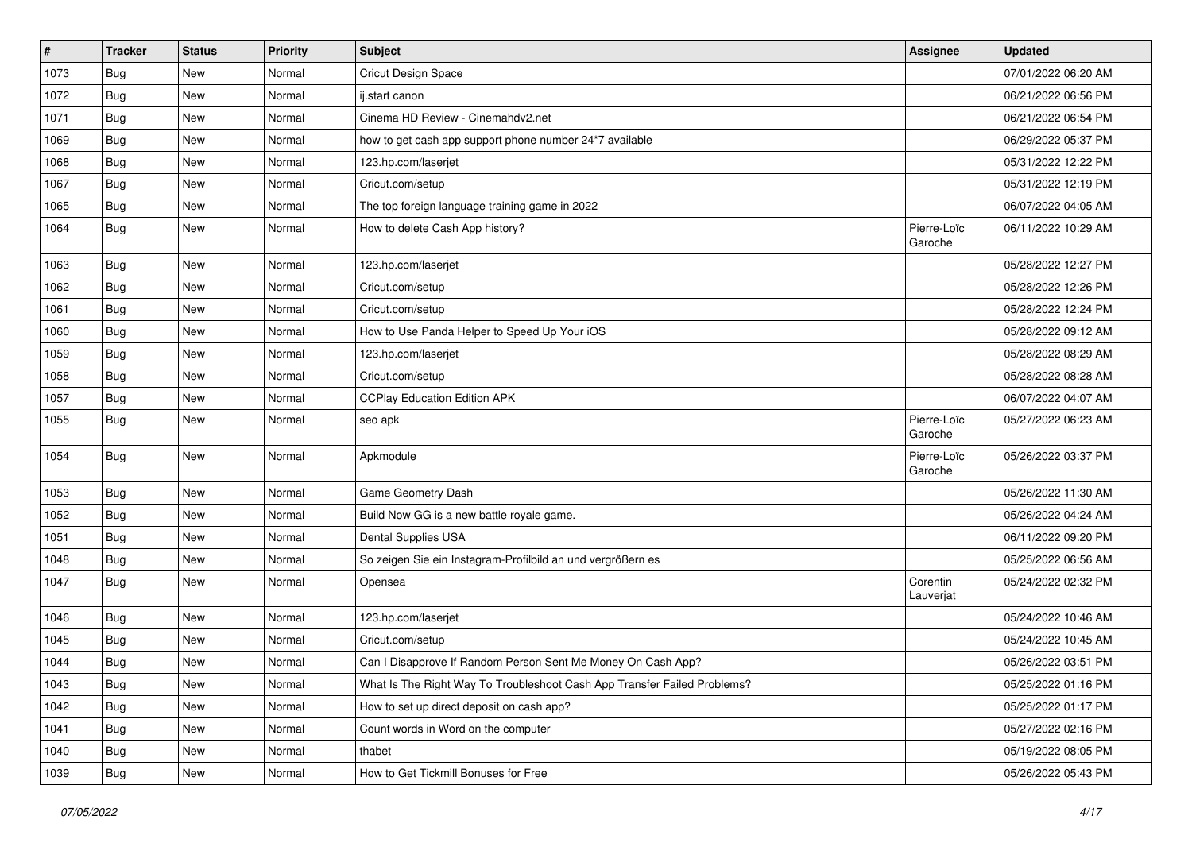| # | Tracker | Status | Priority | Subject | Assignee | Updated |
| --- | --- | --- | --- | --- | --- | --- |
| 1073 | Bug | New | Normal | Cricut Design Space | | 07/01/2022 06:20 AM |
| 1072 | Bug | New | Normal | ij.start canon | | 06/21/2022 06:56 PM |
| 1071 | Bug | New | Normal | Cinema HD Review - Cinemahdv2.net | | 06/21/2022 06:54 PM |
| 1069 | Bug | New | Normal | how to get cash app support phone number 24*7 available | | 06/29/2022 05:37 PM |
| 1068 | Bug | New | Normal | 123.hp.com/laserjet | | 05/31/2022 12:22 PM |
| 1067 | Bug | New | Normal | Cricut.com/setup | | 05/31/2022 12:19 PM |
| 1065 | Bug | New | Normal | The top foreign language training game in 2022 | | 06/07/2022 04:05 AM |
| 1064 | Bug | New | Normal | How to delete Cash App history? | Pierre-Loïc Garoche | 06/11/2022 10:29 AM |
| 1063 | Bug | New | Normal | 123.hp.com/laserjet | | 05/28/2022 12:27 PM |
| 1062 | Bug | New | Normal | Cricut.com/setup | | 05/28/2022 12:26 PM |
| 1061 | Bug | New | Normal | Cricut.com/setup | | 05/28/2022 12:24 PM |
| 1060 | Bug | New | Normal | How to Use Panda Helper to Speed Up Your iOS | | 05/28/2022 09:12 AM |
| 1059 | Bug | New | Normal | 123.hp.com/laserjet | | 05/28/2022 08:29 AM |
| 1058 | Bug | New | Normal | Cricut.com/setup | | 05/28/2022 08:28 AM |
| 1057 | Bug | New | Normal | CCPlay Education Edition APK | | 06/07/2022 04:07 AM |
| 1055 | Bug | New | Normal | seo apk | Pierre-Loïc Garoche | 05/27/2022 06:23 AM |
| 1054 | Bug | New | Normal | Apkmodule | Pierre-Loïc Garoche | 05/26/2022 03:37 PM |
| 1053 | Bug | New | Normal | Game Geometry Dash | | 05/26/2022 11:30 AM |
| 1052 | Bug | New | Normal | Build Now GG is a new battle royale game. | | 05/26/2022 04:24 AM |
| 1051 | Bug | New | Normal | Dental Supplies USA | | 06/11/2022 09:20 PM |
| 1048 | Bug | New | Normal | So zeigen Sie ein Instagram-Profilbild an und vergrößern es | | 05/25/2022 06:56 AM |
| 1047 | Bug | New | Normal | Opensea | Corentin Lauverjat | 05/24/2022 02:32 PM |
| 1046 | Bug | New | Normal | 123.hp.com/laserjet | | 05/24/2022 10:46 AM |
| 1045 | Bug | New | Normal | Cricut.com/setup | | 05/24/2022 10:45 AM |
| 1044 | Bug | New | Normal | Can I Disapprove If Random Person Sent Me Money On Cash App? | | 05/26/2022 03:51 PM |
| 1043 | Bug | New | Normal | What Is The Right Way To Troubleshoot Cash App Transfer Failed Problems? | | 05/25/2022 01:16 PM |
| 1042 | Bug | New | Normal | How to set up direct deposit on cash app? | | 05/25/2022 01:17 PM |
| 1041 | Bug | New | Normal | Count words in Word on the computer | | 05/27/2022 02:16 PM |
| 1040 | Bug | New | Normal | thabet | | 05/19/2022 08:05 PM |
| 1039 | Bug | New | Normal | How to Get Tickmill Bonuses for Free | | 05/26/2022 05:43 PM |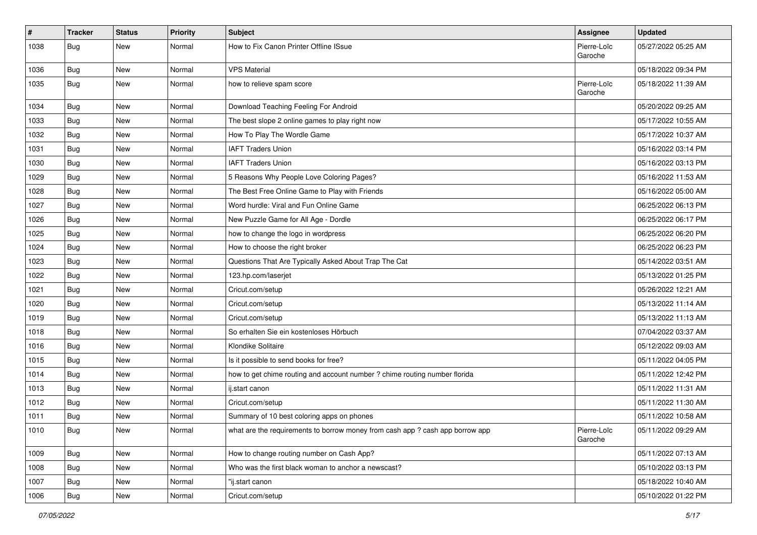| # | Tracker | Status | Priority | Subject | Assignee | Updated |
|---|---|---|---|---|---|---|
| 1038 | Bug | New | Normal | How to Fix Canon Printer Offline ISsue | Pierre-Loïc Garoche | 05/27/2022 05:25 AM |
| 1036 | Bug | New | Normal | VPS Material | | 05/18/2022 09:34 PM |
| 1035 | Bug | New | Normal | how to relieve spam score | Pierre-Loïc Garoche | 05/18/2022 11:39 AM |
| 1034 | Bug | New | Normal | Download Teaching Feeling For Android | | 05/20/2022 09:25 AM |
| 1033 | Bug | New | Normal | The best slope 2 online games to play right now | | 05/17/2022 10:55 AM |
| 1032 | Bug | New | Normal | How To Play The Wordle Game | | 05/17/2022 10:37 AM |
| 1031 | Bug | New | Normal | IAFT Traders Union | | 05/16/2022 03:14 PM |
| 1030 | Bug | New | Normal | IAFT Traders Union | | 05/16/2022 03:13 PM |
| 1029 | Bug | New | Normal | 5 Reasons Why People Love Coloring Pages? | | 05/16/2022 11:53 AM |
| 1028 | Bug | New | Normal | The Best Free Online Game to Play with Friends | | 05/16/2022 05:00 AM |
| 1027 | Bug | New | Normal | Word hurdle: Viral and Fun Online Game | | 06/25/2022 06:13 PM |
| 1026 | Bug | New | Normal | New Puzzle Game for All Age - Dordle | | 06/25/2022 06:17 PM |
| 1025 | Bug | New | Normal | how to change the logo in wordpress | | 06/25/2022 06:20 PM |
| 1024 | Bug | New | Normal | How to choose the right broker | | 06/25/2022 06:23 PM |
| 1023 | Bug | New | Normal | Questions That Are Typically Asked About Trap The Cat | | 05/14/2022 03:51 AM |
| 1022 | Bug | New | Normal | 123.hp.com/laserjet | | 05/13/2022 01:25 PM |
| 1021 | Bug | New | Normal | Cricut.com/setup | | 05/26/2022 12:21 AM |
| 1020 | Bug | New | Normal | Cricut.com/setup | | 05/13/2022 11:14 AM |
| 1019 | Bug | New | Normal | Cricut.com/setup | | 05/13/2022 11:13 AM |
| 1018 | Bug | New | Normal | So erhalten Sie ein kostenloses Hörbuch | | 07/04/2022 03:37 AM |
| 1016 | Bug | New | Normal | Klondike Solitaire | | 05/12/2022 09:03 AM |
| 1015 | Bug | New | Normal | Is it possible to send books for free? | | 05/11/2022 04:05 PM |
| 1014 | Bug | New | Normal | how to get chime routing and account number ? chime routing number florida | | 05/11/2022 12:42 PM |
| 1013 | Bug | New | Normal | ij.start canon | | 05/11/2022 11:31 AM |
| 1012 | Bug | New | Normal | Cricut.com/setup | | 05/11/2022 11:30 AM |
| 1011 | Bug | New | Normal | Summary of 10 best coloring apps on phones | | 05/11/2022 10:58 AM |
| 1010 | Bug | New | Normal | what are the requirements to borrow money from cash app ? cash app borrow app | Pierre-Loïc Garoche | 05/11/2022 09:29 AM |
| 1009 | Bug | New | Normal | How to change routing number on Cash App? | | 05/11/2022 07:13 AM |
| 1008 | Bug | New | Normal | Who was the first black woman to anchor a newscast? | | 05/10/2022 03:13 PM |
| 1007 | Bug | New | Normal | "ij.start canon | | 05/18/2022 10:40 AM |
| 1006 | Bug | New | Normal | Cricut.com/setup | | 05/10/2022 01:22 PM |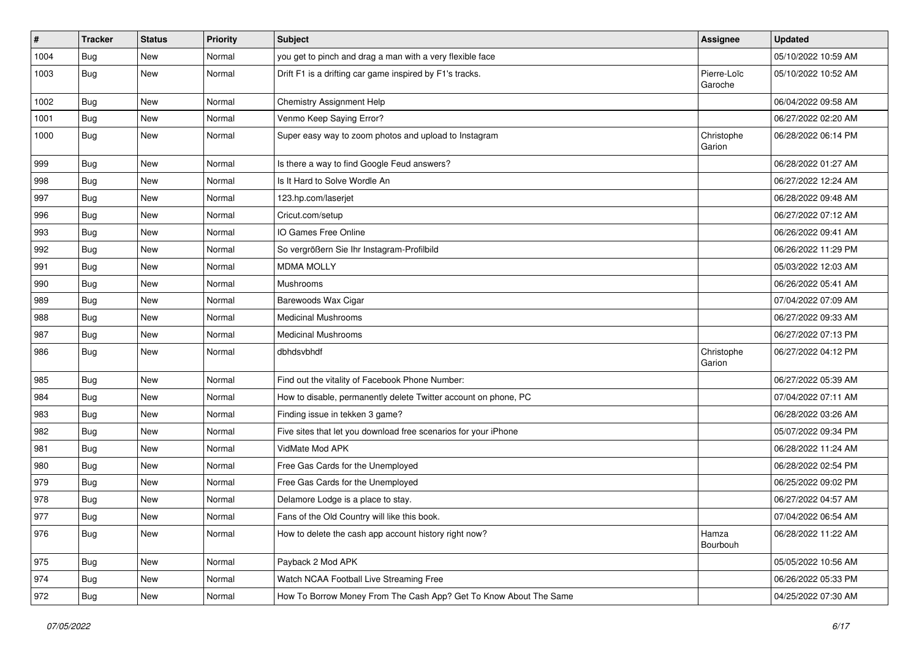| # | Tracker | Status | Priority | Subject | Assignee | Updated |
| --- | --- | --- | --- | --- | --- | --- |
| 1004 | Bug | New | Normal | you get to pinch and drag a man with a very flexible face | | 05/10/2022 10:59 AM |
| 1003 | Bug | New | Normal | Drift F1 is a drifting car game inspired by F1's tracks. | Pierre-Loïc Garoche | 05/10/2022 10:52 AM |
| 1002 | Bug | New | Normal | Chemistry Assignment Help | | 06/04/2022 09:58 AM |
| 1001 | Bug | New | Normal | Venmo Keep Saying Error? | | 06/27/2022 02:20 AM |
| 1000 | Bug | New | Normal | Super easy way to zoom photos and upload to Instagram | Christophe Garion | 06/28/2022 06:14 PM |
| 999 | Bug | New | Normal | Is there a way to find Google Feud answers? | | 06/28/2022 01:27 AM |
| 998 | Bug | New | Normal | Is It Hard to Solve Wordle An | | 06/27/2022 12:24 AM |
| 997 | Bug | New | Normal | 123.hp.com/laserjet | | 06/28/2022 09:48 AM |
| 996 | Bug | New | Normal | Cricut.com/setup | | 06/27/2022 07:12 AM |
| 993 | Bug | New | Normal | IO Games Free Online | | 06/26/2022 09:41 AM |
| 992 | Bug | New | Normal | So vergrößern Sie Ihr Instagram-Profilbild | | 06/26/2022 11:29 PM |
| 991 | Bug | New | Normal | MDMA MOLLY | | 05/03/2022 12:03 AM |
| 990 | Bug | New | Normal | Mushrooms | | 06/26/2022 05:41 AM |
| 989 | Bug | New | Normal | Barewoods Wax Cigar | | 07/04/2022 07:09 AM |
| 988 | Bug | New | Normal | Medicinal Mushrooms | | 06/27/2022 09:33 AM |
| 987 | Bug | New | Normal | Medicinal Mushrooms | | 06/27/2022 07:13 PM |
| 986 | Bug | New | Normal | dbhdsvbhdf | Christophe Garion | 06/27/2022 04:12 PM |
| 985 | Bug | New | Normal | Find out the vitality of Facebook Phone Number: | | 06/27/2022 05:39 AM |
| 984 | Bug | New | Normal | How to disable, permanently delete Twitter account on phone, PC | | 07/04/2022 07:11 AM |
| 983 | Bug | New | Normal | Finding issue in tekken 3 game? | | 06/28/2022 03:26 AM |
| 982 | Bug | New | Normal | Five sites that let you download free scenarios for your iPhone | | 05/07/2022 09:34 PM |
| 981 | Bug | New | Normal | VidMate Mod APK | | 06/28/2022 11:24 AM |
| 980 | Bug | New | Normal | Free Gas Cards for the Unemployed | | 06/28/2022 02:54 PM |
| 979 | Bug | New | Normal | Free Gas Cards for the Unemployed | | 06/25/2022 09:02 PM |
| 978 | Bug | New | Normal | Delamore Lodge is a place to stay. | | 06/27/2022 04:57 AM |
| 977 | Bug | New | Normal | Fans of the Old Country will like this book. | | 07/04/2022 06:54 AM |
| 976 | Bug | New | Normal | How to delete the cash app account history right now? | Hamza Bourbouh | 06/28/2022 11:22 AM |
| 975 | Bug | New | Normal | Payback 2 Mod APK | | 05/05/2022 10:56 AM |
| 974 | Bug | New | Normal | Watch NCAA Football Live Streaming Free | | 06/26/2022 05:33 PM |
| 972 | Bug | New | Normal | How To Borrow Money From The Cash App? Get To Know About The Same | | 04/25/2022 07:30 AM |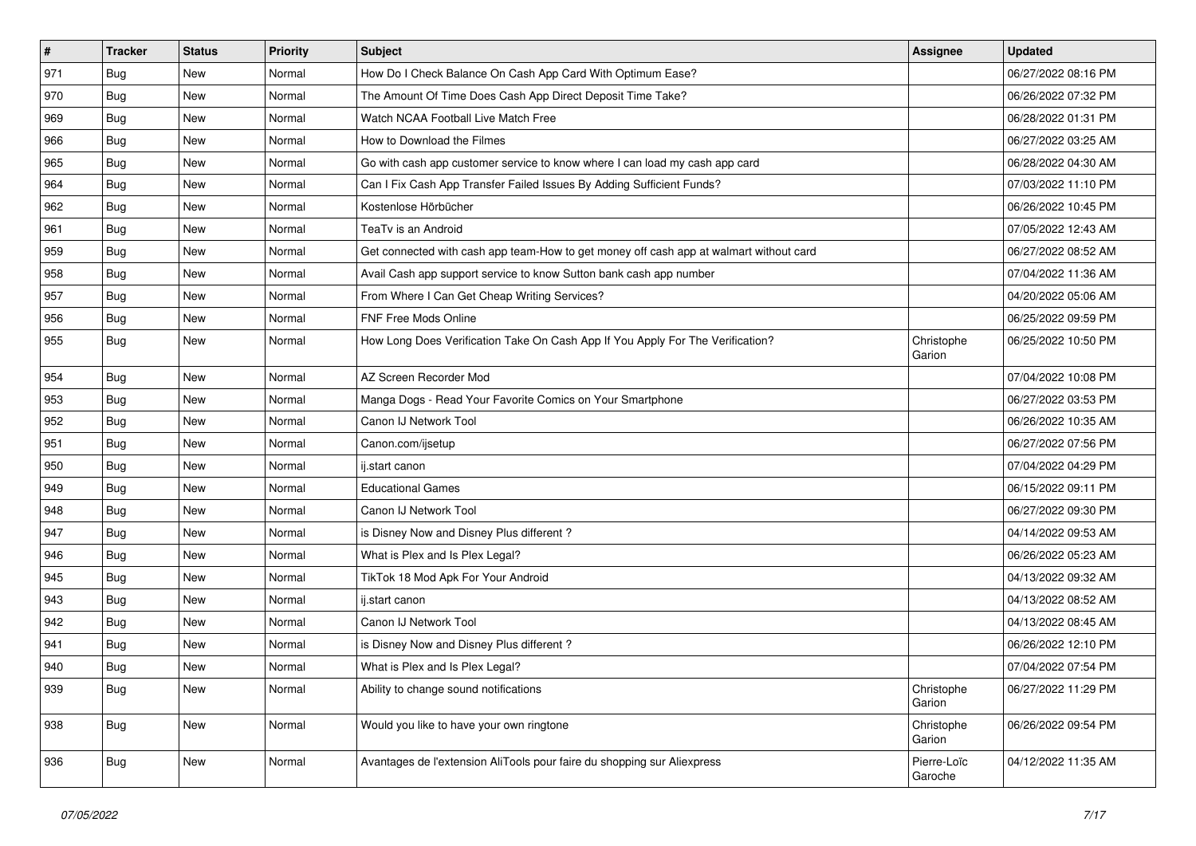| # | Tracker | Status | Priority | Subject | Assignee | Updated |
|---|---|---|---|---|---|---|
| 971 | Bug | New | Normal | How Do I Check Balance On Cash App Card With Optimum Ease? | | 06/27/2022 08:16 PM |
| 970 | Bug | New | Normal | The Amount Of Time Does Cash App Direct Deposit Time Take? | | 06/26/2022 07:32 PM |
| 969 | Bug | New | Normal | Watch NCAA Football Live Match Free | | 06/28/2022 01:31 PM |
| 966 | Bug | New | Normal | How to Download the Filmes | | 06/27/2022 03:25 AM |
| 965 | Bug | New | Normal | Go with cash app customer service to know where I can load my cash app card | | 06/28/2022 04:30 AM |
| 964 | Bug | New | Normal | Can I Fix Cash App Transfer Failed Issues By Adding Sufficient Funds? | | 07/03/2022 11:10 PM |
| 962 | Bug | New | Normal | Kostenlose Hörbücher | | 06/26/2022 10:45 PM |
| 961 | Bug | New | Normal | TeaTv is an Android | | 07/05/2022 12:43 AM |
| 959 | Bug | New | Normal | Get connected with cash app team-How to get money off cash app at walmart without card | | 06/27/2022 08:52 AM |
| 958 | Bug | New | Normal | Avail Cash app support service to know Sutton bank cash app number | | 07/04/2022 11:36 AM |
| 957 | Bug | New | Normal | From Where I Can Get Cheap Writing Services? | | 04/20/2022 05:06 AM |
| 956 | Bug | New | Normal | FNF Free Mods Online | | 06/25/2022 09:59 PM |
| 955 | Bug | New | Normal | How Long Does Verification Take On Cash App If You Apply For The Verification? | Christophe Garion | 06/25/2022 10:50 PM |
| 954 | Bug | New | Normal | AZ Screen Recorder Mod | | 07/04/2022 10:08 PM |
| 953 | Bug | New | Normal | Manga Dogs - Read Your Favorite Comics on Your Smartphone | | 06/27/2022 03:53 PM |
| 952 | Bug | New | Normal | Canon IJ Network Tool | | 06/26/2022 10:35 AM |
| 951 | Bug | New | Normal | Canon.com/ijsetup | | 06/27/2022 07:56 PM |
| 950 | Bug | New | Normal | ij.start canon | | 07/04/2022 04:29 PM |
| 949 | Bug | New | Normal | Educational Games | | 06/15/2022 09:11 PM |
| 948 | Bug | New | Normal | Canon IJ Network Tool | | 06/27/2022 09:30 PM |
| 947 | Bug | New | Normal | is Disney Now and Disney Plus different ? | | 04/14/2022 09:53 AM |
| 946 | Bug | New | Normal | What is Plex and Is Plex Legal? | | 06/26/2022 05:23 AM |
| 945 | Bug | New | Normal | TikTok 18 Mod Apk For Your Android | | 04/13/2022 09:32 AM |
| 943 | Bug | New | Normal | ij.start canon | | 04/13/2022 08:52 AM |
| 942 | Bug | New | Normal | Canon IJ Network Tool | | 04/13/2022 08:45 AM |
| 941 | Bug | New | Normal | is Disney Now and Disney Plus different ? | | 06/26/2022 12:10 PM |
| 940 | Bug | New | Normal | What is Plex and Is Plex Legal? | | 07/04/2022 07:54 PM |
| 939 | Bug | New | Normal | Ability to change sound notifications | Christophe Garion | 06/27/2022 11:29 PM |
| 938 | Bug | New | Normal | Would you like to have your own ringtone | Christophe Garion | 06/26/2022 09:54 PM |
| 936 | Bug | New | Normal | Avantages de l'extension AliTools pour faire du shopping sur Aliexpress | Pierre-Loïc Garoche | 04/12/2022 11:35 AM |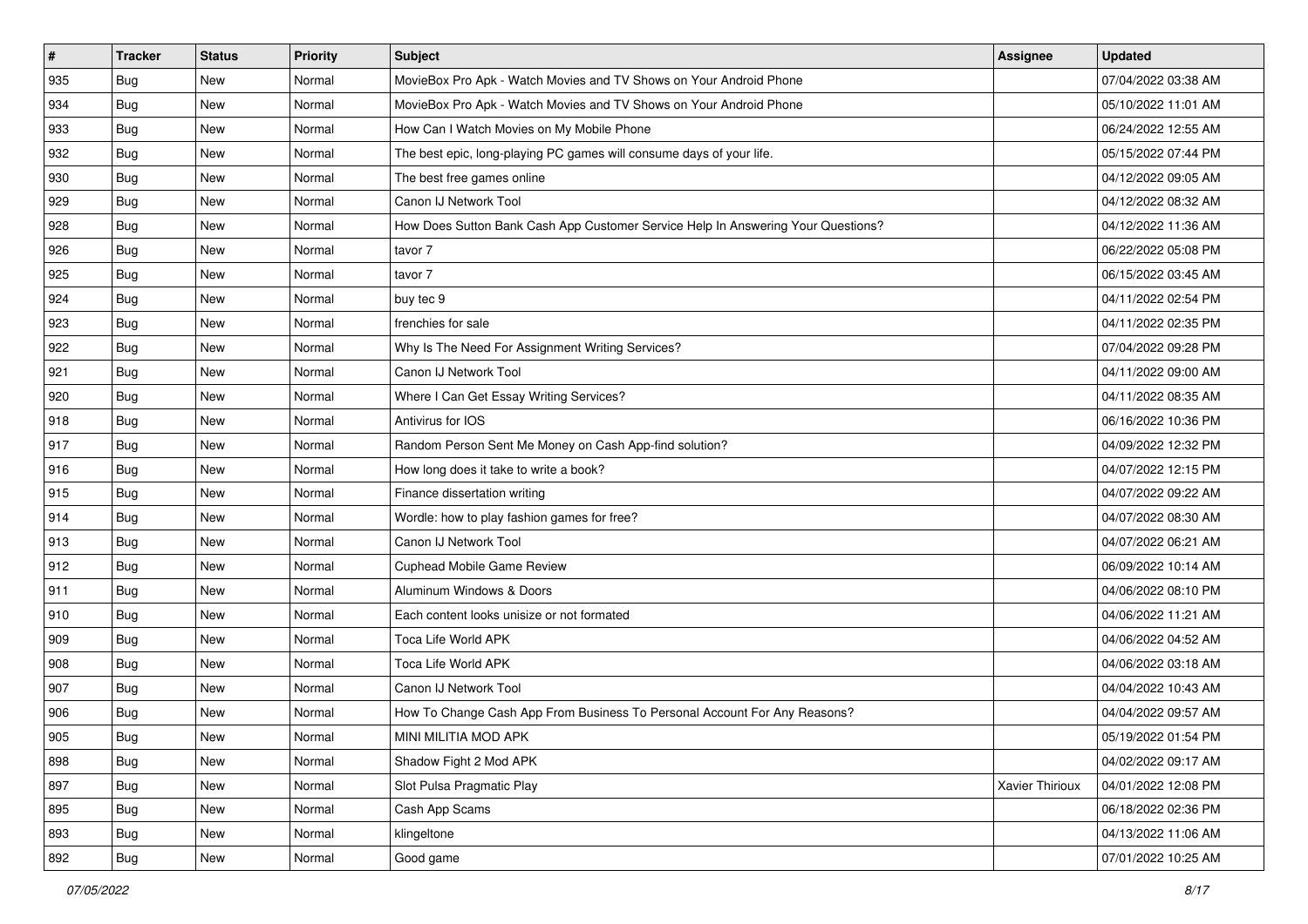| # | Tracker | Status | Priority | Subject | Assignee | Updated |
| --- | --- | --- | --- | --- | --- | --- |
| 935 | Bug | New | Normal | MovieBox Pro Apk - Watch Movies and TV Shows on Your Android Phone | | 07/04/2022 03:38 AM |
| 934 | Bug | New | Normal | MovieBox Pro Apk - Watch Movies and TV Shows on Your Android Phone | | 05/10/2022 11:01 AM |
| 933 | Bug | New | Normal | How Can I Watch Movies on My Mobile Phone | | 06/24/2022 12:55 AM |
| 932 | Bug | New | Normal | The best epic, long-playing PC games will consume days of your life. | | 05/15/2022 07:44 PM |
| 930 | Bug | New | Normal | The best free games online | | 04/12/2022 09:05 AM |
| 929 | Bug | New | Normal | Canon IJ Network Tool | | 04/12/2022 08:32 AM |
| 928 | Bug | New | Normal | How Does Sutton Bank Cash App Customer Service Help In Answering Your Questions? | | 04/12/2022 11:36 AM |
| 926 | Bug | New | Normal | tavor 7 | | 06/22/2022 05:08 PM |
| 925 | Bug | New | Normal | tavor 7 | | 06/15/2022 03:45 AM |
| 924 | Bug | New | Normal | buy tec 9 | | 04/11/2022 02:54 PM |
| 923 | Bug | New | Normal | frenchies for sale | | 04/11/2022 02:35 PM |
| 922 | Bug | New | Normal | Why Is The Need For Assignment Writing Services? | | 07/04/2022 09:28 PM |
| 921 | Bug | New | Normal | Canon IJ Network Tool | | 04/11/2022 09:00 AM |
| 920 | Bug | New | Normal | Where I Can Get Essay Writing Services? | | 04/11/2022 08:35 AM |
| 918 | Bug | New | Normal | Antivirus for IOS | | 06/16/2022 10:36 PM |
| 917 | Bug | New | Normal | Random Person Sent Me Money on Cash App-find solution? | | 04/09/2022 12:32 PM |
| 916 | Bug | New | Normal | How long does it take to write a book? | | 04/07/2022 12:15 PM |
| 915 | Bug | New | Normal | Finance dissertation writing | | 04/07/2022 09:22 AM |
| 914 | Bug | New | Normal | Wordle: how to play fashion games for free? | | 04/07/2022 08:30 AM |
| 913 | Bug | New | Normal | Canon IJ Network Tool | | 04/07/2022 06:21 AM |
| 912 | Bug | New | Normal | Cuphead Mobile Game Review | | 06/09/2022 10:14 AM |
| 911 | Bug | New | Normal | Aluminum Windows & Doors | | 04/06/2022 08:10 PM |
| 910 | Bug | New | Normal | Each content looks unisize or not formated | | 04/06/2022 11:21 AM |
| 909 | Bug | New | Normal | Toca Life World APK | | 04/06/2022 04:52 AM |
| 908 | Bug | New | Normal | Toca Life World APK | | 04/06/2022 03:18 AM |
| 907 | Bug | New | Normal | Canon IJ Network Tool | | 04/04/2022 10:43 AM |
| 906 | Bug | New | Normal | How To Change Cash App From Business To Personal Account For Any Reasons? | | 04/04/2022 09:57 AM |
| 905 | Bug | New | Normal | MINI MILITIA MOD APK | | 05/19/2022 01:54 PM |
| 898 | Bug | New | Normal | Shadow Fight 2 Mod APK | | 04/02/2022 09:17 AM |
| 897 | Bug | New | Normal | Slot Pulsa Pragmatic Play | Xavier Thirioux | 04/01/2022 12:08 PM |
| 895 | Bug | New | Normal | Cash App Scams | | 06/18/2022 02:36 PM |
| 893 | Bug | New | Normal | klingeltone | | 04/13/2022 11:06 AM |
| 892 | Bug | New | Normal | Good game | | 07/01/2022 10:25 AM |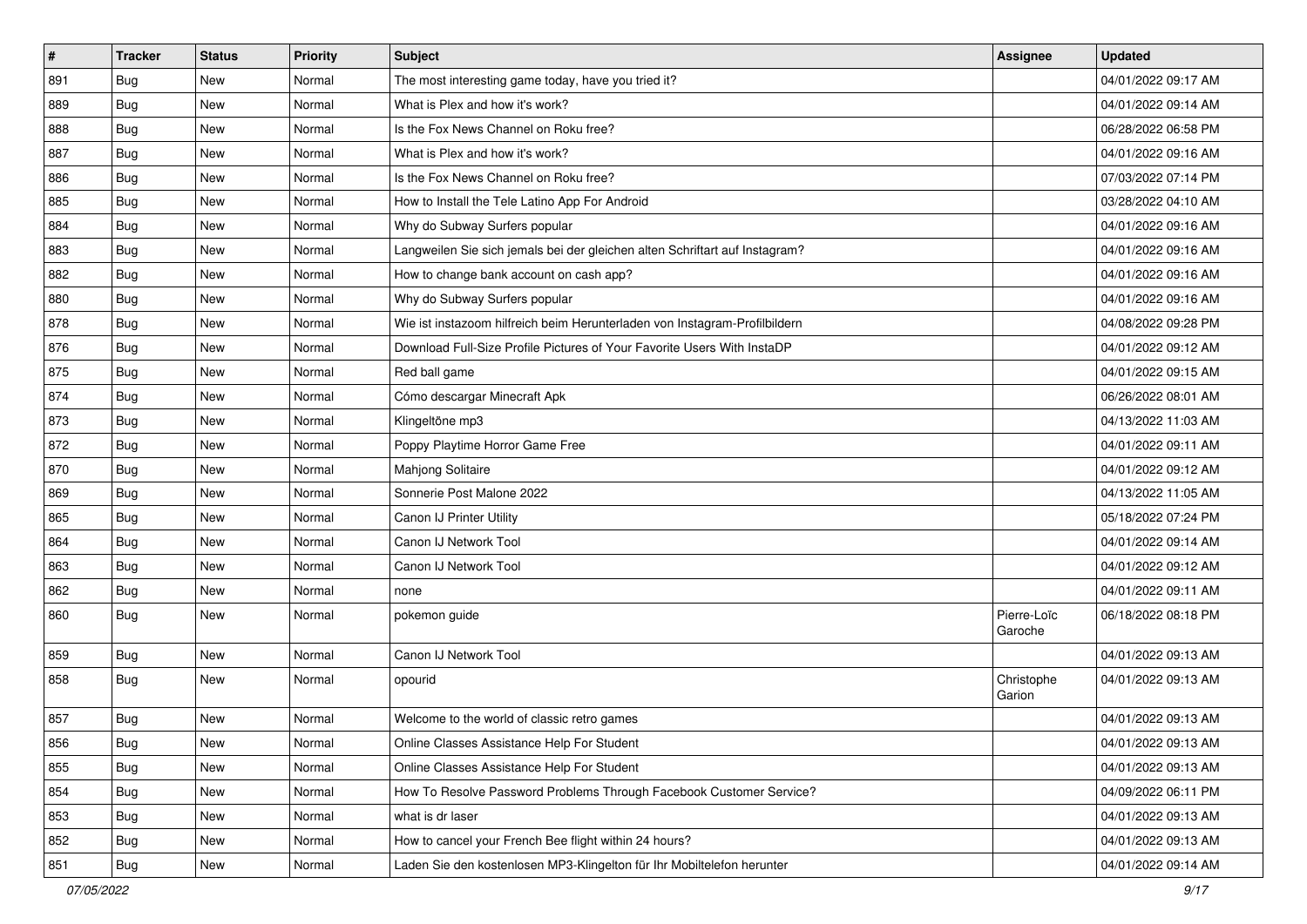| # | Tracker | Status | Priority | Subject | Assignee | Updated |
|---|---|---|---|---|---|---|
| 891 | Bug | New | Normal | The most interesting game today, have you tried it? | | 04/01/2022 09:17 AM |
| 889 | Bug | New | Normal | What is Plex and how it's work? | | 04/01/2022 09:14 AM |
| 888 | Bug | New | Normal | Is the Fox News Channel on Roku free? | | 06/28/2022 06:58 PM |
| 887 | Bug | New | Normal | What is Plex and how it's work? | | 04/01/2022 09:16 AM |
| 886 | Bug | New | Normal | Is the Fox News Channel on Roku free? | | 07/03/2022 07:14 PM |
| 885 | Bug | New | Normal | How to Install the Tele Latino App For Android | | 03/28/2022 04:10 AM |
| 884 | Bug | New | Normal | Why do Subway Surfers popular | | 04/01/2022 09:16 AM |
| 883 | Bug | New | Normal | Langweilen Sie sich jemals bei der gleichen alten Schriftart auf Instagram? | | 04/01/2022 09:16 AM |
| 882 | Bug | New | Normal | How to change bank account on cash app? | | 04/01/2022 09:16 AM |
| 880 | Bug | New | Normal | Why do Subway Surfers popular | | 04/01/2022 09:16 AM |
| 878 | Bug | New | Normal | Wie ist instazoom hilfreich beim Herunterladen von Instagram-Profilbildern | | 04/08/2022 09:28 PM |
| 876 | Bug | New | Normal | Download Full-Size Profile Pictures of Your Favorite Users With InstaDP | | 04/01/2022 09:12 AM |
| 875 | Bug | New | Normal | Red ball game | | 04/01/2022 09:15 AM |
| 874 | Bug | New | Normal | Cómo descargar Minecraft Apk | | 06/26/2022 08:01 AM |
| 873 | Bug | New | Normal | Klingeltöne mp3 | | 04/13/2022 11:03 AM |
| 872 | Bug | New | Normal | Poppy Playtime Horror Game Free | | 04/01/2022 09:11 AM |
| 870 | Bug | New | Normal | Mahjong Solitaire | | 04/01/2022 09:12 AM |
| 869 | Bug | New | Normal | Sonnerie Post Malone 2022 | | 04/13/2022 11:05 AM |
| 865 | Bug | New | Normal | Canon IJ Printer Utility | | 05/18/2022 07:24 PM |
| 864 | Bug | New | Normal | Canon IJ Network Tool | | 04/01/2022 09:14 AM |
| 863 | Bug | New | Normal | Canon IJ Network Tool | | 04/01/2022 09:12 AM |
| 862 | Bug | New | Normal | none | | 04/01/2022 09:11 AM |
| 860 | Bug | New | Normal | pokemon guide | Pierre-Loïc Garoche | 06/18/2022 08:18 PM |
| 859 | Bug | New | Normal | Canon IJ Network Tool | | 04/01/2022 09:13 AM |
| 858 | Bug | New | Normal | opourid | Christophe Garion | 04/01/2022 09:13 AM |
| 857 | Bug | New | Normal | Welcome to the world of classic retro games | | 04/01/2022 09:13 AM |
| 856 | Bug | New | Normal | Online Classes Assistance Help For Student | | 04/01/2022 09:13 AM |
| 855 | Bug | New | Normal | Online Classes Assistance Help For Student | | 04/01/2022 09:13 AM |
| 854 | Bug | New | Normal | How To Resolve Password Problems Through Facebook Customer Service? | | 04/09/2022 06:11 PM |
| 853 | Bug | New | Normal | what is dr laser | | 04/01/2022 09:13 AM |
| 852 | Bug | New | Normal | How to cancel your French Bee flight within 24 hours? | | 04/01/2022 09:13 AM |
| 851 | Bug | New | Normal | Laden Sie den kostenlosen MP3-Klingelton für Ihr Mobiltelefon herunter | | 04/01/2022 09:14 AM |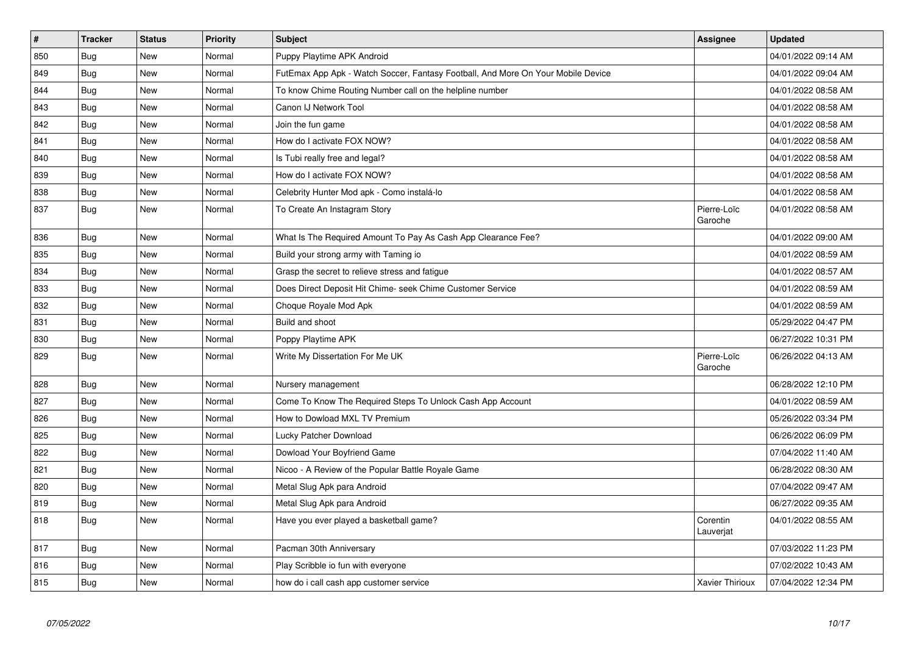| # | Tracker | Status | Priority | Subject | Assignee | Updated |
|---|---|---|---|---|---|---|
| 850 | Bug | New | Normal | Puppy Playtime APK Android | | 04/01/2022 09:14 AM |
| 849 | Bug | New | Normal | FutEmax App Apk - Watch Soccer, Fantasy Football, And More On Your Mobile Device | | 04/01/2022 09:04 AM |
| 844 | Bug | New | Normal | To know Chime Routing Number call on the helpline number | | 04/01/2022 08:58 AM |
| 843 | Bug | New | Normal | Canon IJ Network Tool | | 04/01/2022 08:58 AM |
| 842 | Bug | New | Normal | Join the fun game | | 04/01/2022 08:58 AM |
| 841 | Bug | New | Normal | How do I activate FOX NOW? | | 04/01/2022 08:58 AM |
| 840 | Bug | New | Normal | Is Tubi really free and legal? | | 04/01/2022 08:58 AM |
| 839 | Bug | New | Normal | How do I activate FOX NOW? | | 04/01/2022 08:58 AM |
| 838 | Bug | New | Normal | Celebrity Hunter Mod apk - Como instalá-lo | | 04/01/2022 08:58 AM |
| 837 | Bug | New | Normal | To Create An Instagram Story | Pierre-Loïc Garoche | 04/01/2022 08:58 AM |
| 836 | Bug | New | Normal | What Is The Required Amount To Pay As Cash App Clearance Fee? | | 04/01/2022 09:00 AM |
| 835 | Bug | New | Normal | Build your strong army with Taming io | | 04/01/2022 08:59 AM |
| 834 | Bug | New | Normal | Grasp the secret to relieve stress and fatigue | | 04/01/2022 08:57 AM |
| 833 | Bug | New | Normal | Does Direct Deposit Hit Chime- seek Chime Customer Service | | 04/01/2022 08:59 AM |
| 832 | Bug | New | Normal | Choque Royale Mod Apk | | 04/01/2022 08:59 AM |
| 831 | Bug | New | Normal | Build and shoot | | 05/29/2022 04:47 PM |
| 830 | Bug | New | Normal | Poppy Playtime APK | | 06/27/2022 10:31 PM |
| 829 | Bug | New | Normal | Write My Dissertation For Me UK | Pierre-Loïc Garoche | 06/26/2022 04:13 AM |
| 828 | Bug | New | Normal | Nursery management | | 06/28/2022 12:10 PM |
| 827 | Bug | New | Normal | Come To Know The Required Steps To Unlock Cash App Account | | 04/01/2022 08:59 AM |
| 826 | Bug | New | Normal | How to Dowload MXL TV Premium | | 05/26/2022 03:34 PM |
| 825 | Bug | New | Normal | Lucky Patcher Download | | 06/26/2022 06:09 PM |
| 822 | Bug | New | Normal | Dowload Your Boyfriend Game | | 07/04/2022 11:40 AM |
| 821 | Bug | New | Normal | Nicoo - A Review of the Popular Battle Royale Game | | 06/28/2022 08:30 AM |
| 820 | Bug | New | Normal | Metal Slug Apk para Android | | 07/04/2022 09:47 AM |
| 819 | Bug | New | Normal | Metal Slug Apk para Android | | 06/27/2022 09:35 AM |
| 818 | Bug | New | Normal | Have you ever played a basketball game? | Corentin Lauverjat | 04/01/2022 08:55 AM |
| 817 | Bug | New | Normal | Pacman 30th Anniversary | | 07/03/2022 11:23 PM |
| 816 | Bug | New | Normal | Play Scribble io fun with everyone | | 07/02/2022 10:43 AM |
| 815 | Bug | New | Normal | how do i call cash app customer service | Xavier Thirioux | 07/04/2022 12:34 PM |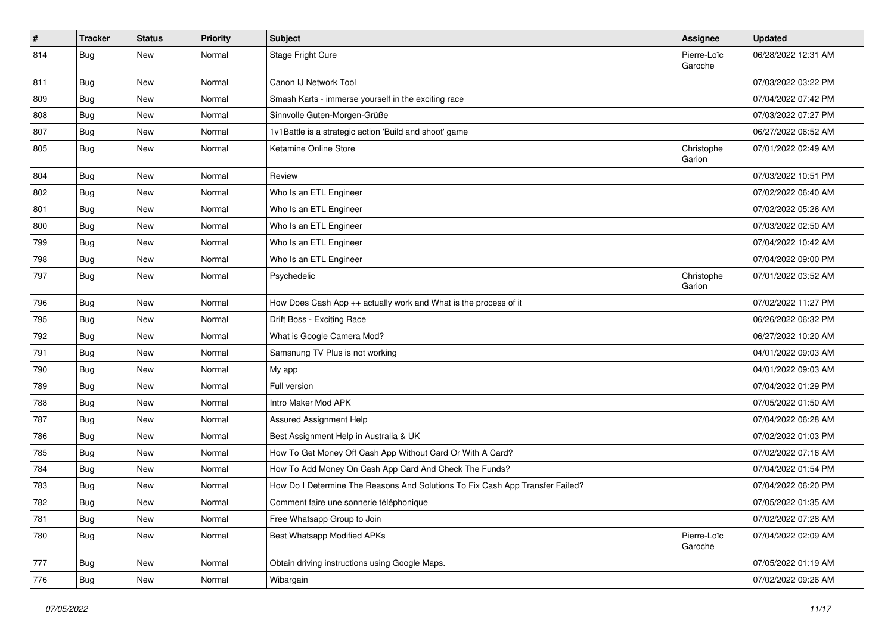| # | Tracker | Status | Priority | Subject | Assignee | Updated |
| --- | --- | --- | --- | --- | --- | --- |
| 814 | Bug | New | Normal | Stage Fright Cure | Pierre-Loïc Garoche | 06/28/2022 12:31 AM |
| 811 | Bug | New | Normal | Canon IJ Network Tool | | 07/03/2022 03:22 PM |
| 809 | Bug | New | Normal | Smash Karts - immerse yourself in the exciting race | | 07/04/2022 07:42 PM |
| 808 | Bug | New | Normal | Sinnvolle Guten-Morgen-Grüße | | 07/03/2022 07:27 PM |
| 807 | Bug | New | Normal | 1v1Battle is a strategic action 'Build and shoot' game | | 06/27/2022 06:52 AM |
| 805 | Bug | New | Normal | Ketamine Online Store | Christophe Garion | 07/01/2022 02:49 AM |
| 804 | Bug | New | Normal | Review | | 07/03/2022 10:51 PM |
| 802 | Bug | New | Normal | Who Is an ETL Engineer | | 07/02/2022 06:40 AM |
| 801 | Bug | New | Normal | Who Is an ETL Engineer | | 07/02/2022 05:26 AM |
| 800 | Bug | New | Normal | Who Is an ETL Engineer | | 07/03/2022 02:50 AM |
| 799 | Bug | New | Normal | Who Is an ETL Engineer | | 07/04/2022 10:42 AM |
| 798 | Bug | New | Normal | Who Is an ETL Engineer | | 07/04/2022 09:00 PM |
| 797 | Bug | New | Normal | Psychedelic | Christophe Garion | 07/01/2022 03:52 AM |
| 796 | Bug | New | Normal | How Does Cash App ++ actually work and What is the process of it | | 07/02/2022 11:27 PM |
| 795 | Bug | New | Normal | Drift Boss - Exciting Race | | 06/26/2022 06:32 PM |
| 792 | Bug | New | Normal | What is Google Camera Mod? | | 06/27/2022 10:20 AM |
| 791 | Bug | New | Normal | Samsnung TV Plus is not working | | 04/01/2022 09:03 AM |
| 790 | Bug | New | Normal | My app | | 04/01/2022 09:03 AM |
| 789 | Bug | New | Normal | Full version | | 07/04/2022 01:29 PM |
| 788 | Bug | New | Normal | Intro Maker Mod APK | | 07/05/2022 01:50 AM |
| 787 | Bug | New | Normal | Assured Assignment Help | | 07/04/2022 06:28 AM |
| 786 | Bug | New | Normal | Best Assignment Help in Australia & UK | | 07/02/2022 01:03 PM |
| 785 | Bug | New | Normal | How To Get Money Off Cash App Without Card Or With A Card? | | 07/02/2022 07:16 AM |
| 784 | Bug | New | Normal | How To Add Money On Cash App Card And Check The Funds? | | 07/04/2022 01:54 PM |
| 783 | Bug | New | Normal | How Do I Determine The Reasons And Solutions To Fix Cash App Transfer Failed? | | 07/04/2022 06:20 PM |
| 782 | Bug | New | Normal | Comment faire une sonnerie téléphonique | | 07/05/2022 01:35 AM |
| 781 | Bug | New | Normal | Free Whatsapp Group to Join | | 07/02/2022 07:28 AM |
| 780 | Bug | New | Normal | Best Whatsapp Modified APKs | Pierre-Loïc Garoche | 07/04/2022 02:09 AM |
| 777 | Bug | New | Normal | Obtain driving instructions using Google Maps. | | 07/05/2022 01:19 AM |
| 776 | Bug | New | Normal | Wibargain | | 07/02/2022 09:26 AM |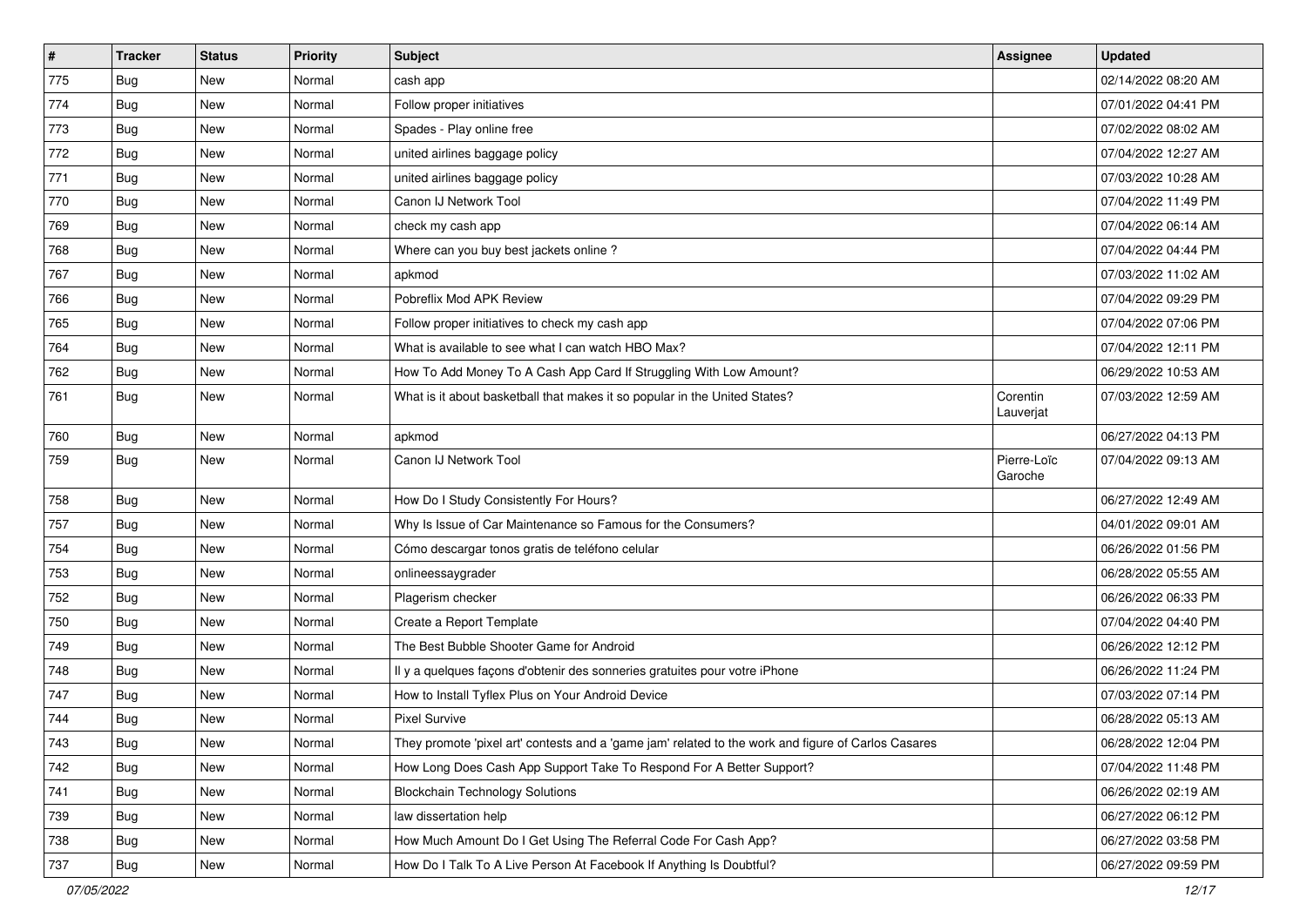| # | Tracker | Status | Priority | Subject | Assignee | Updated |
| --- | --- | --- | --- | --- | --- | --- |
| 775 | Bug | New | Normal | cash app | | 02/14/2022 08:20 AM |
| 774 | Bug | New | Normal | Follow proper initiatives | | 07/01/2022 04:41 PM |
| 773 | Bug | New | Normal | Spades - Play online free | | 07/02/2022 08:02 AM |
| 772 | Bug | New | Normal | united airlines baggage policy | | 07/04/2022 12:27 AM |
| 771 | Bug | New | Normal | united airlines baggage policy | | 07/03/2022 10:28 AM |
| 770 | Bug | New | Normal | Canon IJ Network Tool | | 07/04/2022 11:49 PM |
| 769 | Bug | New | Normal | check my cash app | | 07/04/2022 06:14 AM |
| 768 | Bug | New | Normal | Where can you buy best jackets online ? | | 07/04/2022 04:44 PM |
| 767 | Bug | New | Normal | apkmod | | 07/03/2022 11:02 AM |
| 766 | Bug | New | Normal | Pobreflix Mod APK Review | | 07/04/2022 09:29 PM |
| 765 | Bug | New | Normal | Follow proper initiatives to check my cash app | | 07/04/2022 07:06 PM |
| 764 | Bug | New | Normal | What is available to see what I can watch HBO Max? | | 07/04/2022 12:11 PM |
| 762 | Bug | New | Normal | How To Add Money To A Cash App Card If Struggling With Low Amount? | | 06/29/2022 10:53 AM |
| 761 | Bug | New | Normal | What is it about basketball that makes it so popular in the United States? | Corentin Lauverjat | 07/03/2022 12:59 AM |
| 760 | Bug | New | Normal | apkmod | | 06/27/2022 04:13 PM |
| 759 | Bug | New | Normal | Canon IJ Network Tool | Pierre-Loïc Garoche | 07/04/2022 09:13 AM |
| 758 | Bug | New | Normal | How Do I Study Consistently For Hours? | | 06/27/2022 12:49 AM |
| 757 | Bug | New | Normal | Why Is Issue of Car Maintenance so Famous for the Consumers? | | 04/01/2022 09:01 AM |
| 754 | Bug | New | Normal | Cómo descargar tonos gratis de teléfono celular | | 06/26/2022 01:56 PM |
| 753 | Bug | New | Normal | onlineessaygrader | | 06/28/2022 05:55 AM |
| 752 | Bug | New | Normal | Plagerism checker | | 06/26/2022 06:33 PM |
| 750 | Bug | New | Normal | Create a Report Template | | 07/04/2022 04:40 PM |
| 749 | Bug | New | Normal | The Best Bubble Shooter Game for Android | | 06/26/2022 12:12 PM |
| 748 | Bug | New | Normal | Il y a quelques façons d'obtenir des sonneries gratuites pour votre iPhone | | 06/26/2022 11:24 PM |
| 747 | Bug | New | Normal | How to Install Tyflex Plus on Your Android Device | | 07/03/2022 07:14 PM |
| 744 | Bug | New | Normal | Pixel Survive | | 06/28/2022 05:13 AM |
| 743 | Bug | New | Normal | They promote 'pixel art' contests and a 'game jam' related to the work and figure of Carlos Casares | | 06/28/2022 12:04 PM |
| 742 | Bug | New | Normal | How Long Does Cash App Support Take To Respond For A Better Support? | | 07/04/2022 11:48 PM |
| 741 | Bug | New | Normal | Blockchain Technology Solutions | | 06/26/2022 02:19 AM |
| 739 | Bug | New | Normal | law dissertation help | | 06/27/2022 06:12 PM |
| 738 | Bug | New | Normal | How Much Amount Do I Get Using The Referral Code For Cash App? | | 06/27/2022 03:58 PM |
| 737 | Bug | New | Normal | How Do I Talk To A Live Person At Facebook If Anything Is Doubtful? | | 06/27/2022 09:59 PM |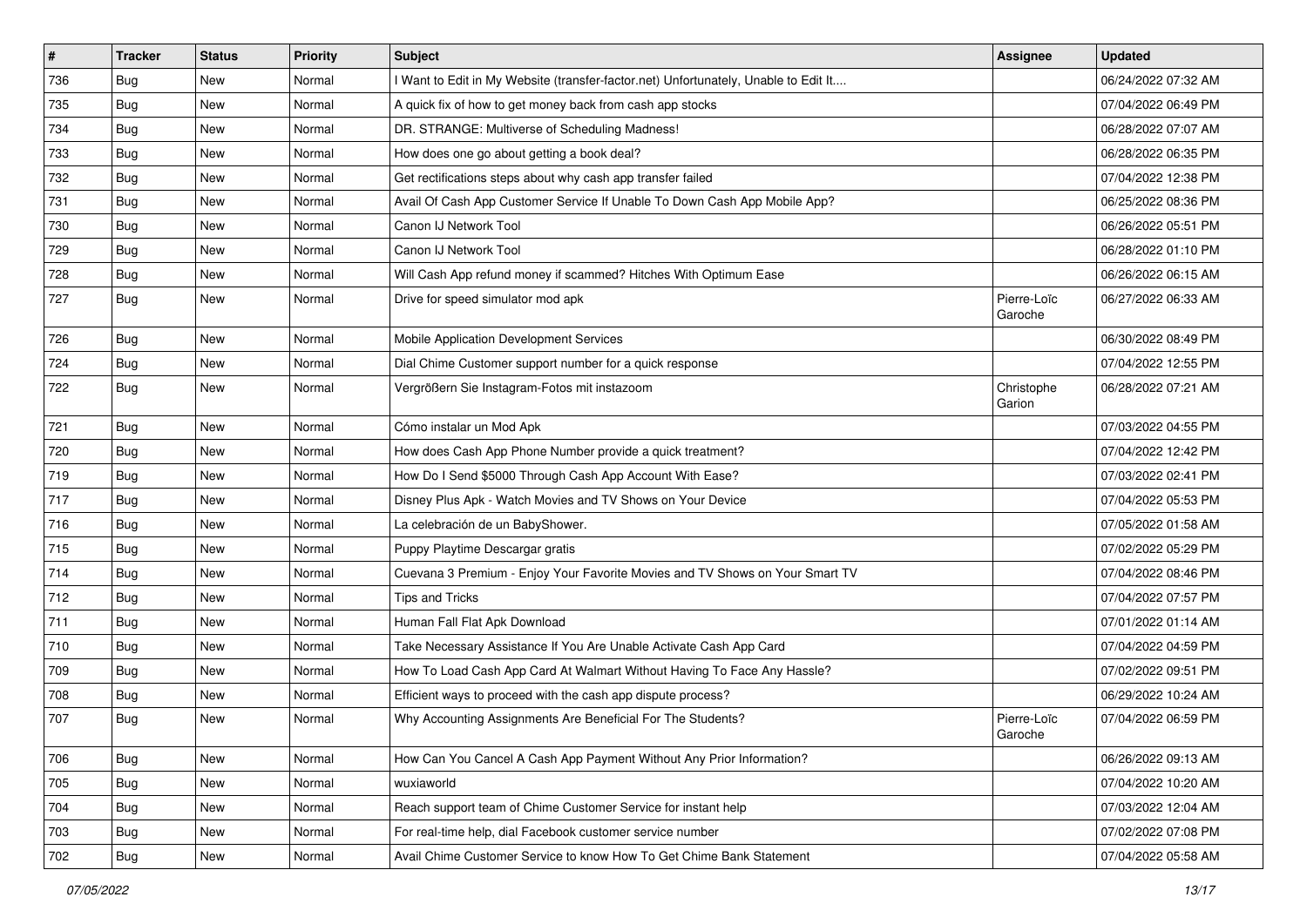| # | Tracker | Status | Priority | Subject | Assignee | Updated |
|---|---|---|---|---|---|---|
| 736 | Bug | New | Normal | I Want to Edit in My Website (transfer-factor.net) Unfortunately, Unable to Edit It.... | | 06/24/2022 07:32 AM |
| 735 | Bug | New | Normal | A quick fix of how to get money back from cash app stocks | | 07/04/2022 06:49 PM |
| 734 | Bug | New | Normal | DR. STRANGE: Multiverse of Scheduling Madness! | | 06/28/2022 07:07 AM |
| 733 | Bug | New | Normal | How does one go about getting a book deal? | | 06/28/2022 06:35 PM |
| 732 | Bug | New | Normal | Get rectifications steps about why cash app transfer failed | | 07/04/2022 12:38 PM |
| 731 | Bug | New | Normal | Avail Of Cash App Customer Service If Unable To Down Cash App Mobile App? | | 06/25/2022 08:36 PM |
| 730 | Bug | New | Normal | Canon IJ Network Tool | | 06/26/2022 05:51 PM |
| 729 | Bug | New | Normal | Canon IJ Network Tool | | 06/28/2022 01:10 PM |
| 728 | Bug | New | Normal | Will Cash App refund money if scammed? Hitches With Optimum Ease | | 06/26/2022 06:15 AM |
| 727 | Bug | New | Normal | Drive for speed simulator mod apk | Pierre-Loïc Garoche | 06/27/2022 06:33 AM |
| 726 | Bug | New | Normal | Mobile Application Development Services | | 06/30/2022 08:49 PM |
| 724 | Bug | New | Normal | Dial Chime Customer support number for a quick response | | 07/04/2022 12:55 PM |
| 722 | Bug | New | Normal | Vergrößern Sie Instagram-Fotos mit instazoom | Christophe Garion | 06/28/2022 07:21 AM |
| 721 | Bug | New | Normal | Cómo instalar un Mod Apk | | 07/03/2022 04:55 PM |
| 720 | Bug | New | Normal | How does Cash App Phone Number provide a quick treatment? | | 07/04/2022 12:42 PM |
| 719 | Bug | New | Normal | How Do I Send $5000 Through Cash App Account With Ease? | | 07/03/2022 02:41 PM |
| 717 | Bug | New | Normal | Disney Plus Apk - Watch Movies and TV Shows on Your Device | | 07/04/2022 05:53 PM |
| 716 | Bug | New | Normal | La celebración de un BabyShower. | | 07/05/2022 01:58 AM |
| 715 | Bug | New | Normal | Puppy Playtime Descargar gratis | | 07/02/2022 05:29 PM |
| 714 | Bug | New | Normal | Cuevana 3 Premium - Enjoy Your Favorite Movies and TV Shows on Your Smart TV | | 07/04/2022 08:46 PM |
| 712 | Bug | New | Normal | Tips and Tricks | | 07/04/2022 07:57 PM |
| 711 | Bug | New | Normal | Human Fall Flat Apk Download | | 07/01/2022 01:14 AM |
| 710 | Bug | New | Normal | Take Necessary Assistance If You Are Unable Activate Cash App Card | | 07/04/2022 04:59 PM |
| 709 | Bug | New | Normal | How To Load Cash App Card At Walmart Without Having To Face Any Hassle? | | 07/02/2022 09:51 PM |
| 708 | Bug | New | Normal | Efficient ways to proceed with the cash app dispute process? | | 06/29/2022 10:24 AM |
| 707 | Bug | New | Normal | Why Accounting Assignments Are Beneficial For The Students? | Pierre-Loïc Garoche | 07/04/2022 06:59 PM |
| 706 | Bug | New | Normal | How Can You Cancel A Cash App Payment Without Any Prior Information? | | 06/26/2022 09:13 AM |
| 705 | Bug | New | Normal | wuxiaworld | | 07/04/2022 10:20 AM |
| 704 | Bug | New | Normal | Reach support team of Chime Customer Service for instant help | | 07/03/2022 12:04 AM |
| 703 | Bug | New | Normal | For real-time help, dial Facebook customer service number | | 07/02/2022 07:08 PM |
| 702 | Bug | New | Normal | Avail Chime Customer Service to know How To Get Chime Bank Statement | | 07/04/2022 05:58 AM |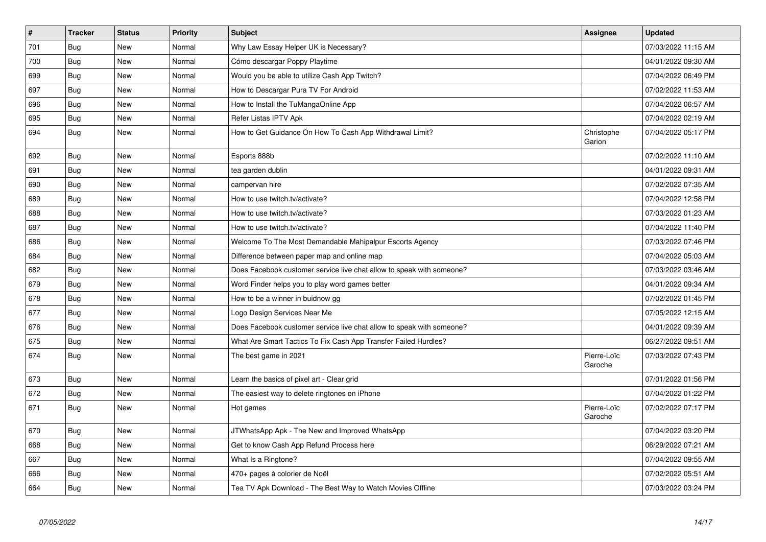| # | Tracker | Status | Priority | Subject | Assignee | Updated |
|---|---|---|---|---|---|---|
| 701 | Bug | New | Normal | Why Law Essay Helper UK is Necessary? | | 07/03/2022 11:15 AM |
| 700 | Bug | New | Normal | Cómo descargar Poppy Playtime | | 04/01/2022 09:30 AM |
| 699 | Bug | New | Normal | Would you be able to utilize Cash App Twitch? | | 07/04/2022 06:49 PM |
| 697 | Bug | New | Normal | How to Descargar Pura TV For Android | | 07/02/2022 11:53 AM |
| 696 | Bug | New | Normal | How to Install the TuMangaOnline App | | 07/04/2022 06:57 AM |
| 695 | Bug | New | Normal | Refer Listas IPTV Apk | | 07/04/2022 02:19 AM |
| 694 | Bug | New | Normal | How to Get Guidance On How To Cash App Withdrawal Limit? | Christophe Garion | 07/04/2022 05:17 PM |
| 692 | Bug | New | Normal | Esports 888b | | 07/02/2022 11:10 AM |
| 691 | Bug | New | Normal | tea garden dublin | | 04/01/2022 09:31 AM |
| 690 | Bug | New | Normal | campervan hire | | 07/02/2022 07:35 AM |
| 689 | Bug | New | Normal | How to use twitch.tv/activate? | | 07/04/2022 12:58 PM |
| 688 | Bug | New | Normal | How to use twitch.tv/activate? | | 07/03/2022 01:23 AM |
| 687 | Bug | New | Normal | How to use twitch.tv/activate? | | 07/04/2022 11:40 PM |
| 686 | Bug | New | Normal | Welcome To The Most Demandable Mahipalpur Escorts Agency | | 07/03/2022 07:46 PM |
| 684 | Bug | New | Normal | Difference between paper map and online map | | 07/04/2022 05:03 AM |
| 682 | Bug | New | Normal | Does Facebook customer service live chat allow to speak with someone? | | 07/03/2022 03:46 AM |
| 679 | Bug | New | Normal | Word Finder helps you to play word games better | | 04/01/2022 09:34 AM |
| 678 | Bug | New | Normal | How to be a winner in buidnow gg | | 07/02/2022 01:45 PM |
| 677 | Bug | New | Normal | Logo Design Services Near Me | | 07/05/2022 12:15 AM |
| 676 | Bug | New | Normal | Does Facebook customer service live chat allow to speak with someone? | | 04/01/2022 09:39 AM |
| 675 | Bug | New | Normal | What Are Smart Tactics To Fix Cash App Transfer Failed Hurdles? | | 06/27/2022 09:51 AM |
| 674 | Bug | New | Normal | The best game in 2021 | Pierre-Loïc Garoche | 07/03/2022 07:43 PM |
| 673 | Bug | New | Normal | Learn the basics of pixel art - Clear grid | | 07/01/2022 01:56 PM |
| 672 | Bug | New | Normal | The easiest way to delete ringtones on iPhone | | 07/04/2022 01:22 PM |
| 671 | Bug | New | Normal | Hot games | Pierre-Loïc Garoche | 07/02/2022 07:17 PM |
| 670 | Bug | New | Normal | JTWhatsApp Apk - The New and Improved WhatsApp | | 07/04/2022 03:20 PM |
| 668 | Bug | New | Normal | Get to know Cash App Refund Process here | | 06/29/2022 07:21 AM |
| 667 | Bug | New | Normal | What Is a Ringtone? | | 07/04/2022 09:55 AM |
| 666 | Bug | New | Normal | 470+ pages à colorier de Noël | | 07/02/2022 05:51 AM |
| 664 | Bug | New | Normal | Tea TV Apk Download - The Best Way to Watch Movies Offline | | 07/03/2022 03:24 PM |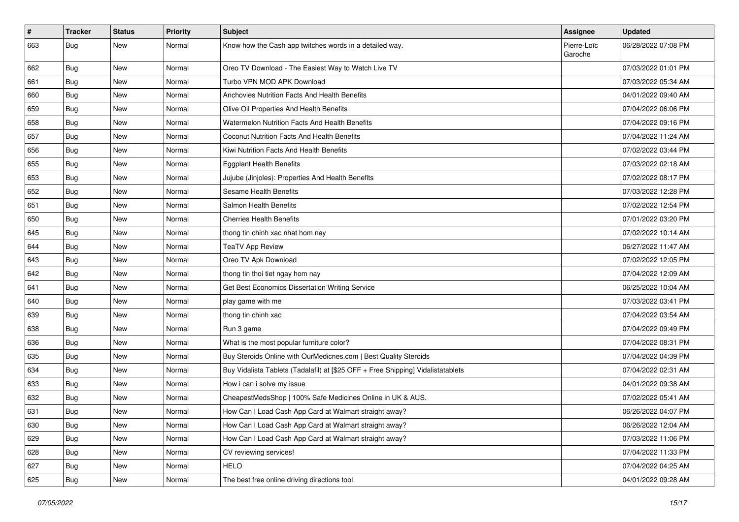| # | Tracker | Status | Priority | Subject | Assignee | Updated |
|---|---|---|---|---|---|---|
| 663 | Bug | New | Normal | Know how the Cash app twitches words in a detailed way. | Pierre-Loïc Garoche | 06/28/2022 07:08 PM |
| 662 | Bug | New | Normal | Oreo TV Download - The Easiest Way to Watch Live TV | | 07/03/2022 01:01 PM |
| 661 | Bug | New | Normal | Turbo VPN MOD APK Download | | 07/03/2022 05:34 AM |
| 660 | Bug | New | Normal | Anchovies Nutrition Facts And Health Benefits | | 04/01/2022 09:40 AM |
| 659 | Bug | New | Normal | Olive Oil Properties And Health Benefits | | 07/04/2022 06:06 PM |
| 658 | Bug | New | Normal | Watermelon Nutrition Facts And Health Benefits | | 07/04/2022 09:16 PM |
| 657 | Bug | New | Normal | Coconut Nutrition Facts And Health Benefits | | 07/04/2022 11:24 AM |
| 656 | Bug | New | Normal | Kiwi Nutrition Facts And Health Benefits | | 07/02/2022 03:44 PM |
| 655 | Bug | New | Normal | Eggplant Health Benefits | | 07/03/2022 02:18 AM |
| 653 | Bug | New | Normal | Jujube (Jinjoles): Properties And Health Benefits | | 07/02/2022 08:17 PM |
| 652 | Bug | New | Normal | Sesame Health Benefits | | 07/03/2022 12:28 PM |
| 651 | Bug | New | Normal | Salmon Health Benefits | | 07/02/2022 12:54 PM |
| 650 | Bug | New | Normal | Cherries Health Benefits | | 07/01/2022 03:20 PM |
| 645 | Bug | New | Normal | thong tin chinh xac nhat hom nay | | 07/02/2022 10:14 AM |
| 644 | Bug | New | Normal | TeaTV App Review | | 06/27/2022 11:47 AM |
| 643 | Bug | New | Normal | Oreo TV Apk Download | | 07/02/2022 12:05 PM |
| 642 | Bug | New | Normal | thong tin thoi tiet ngay hom nay | | 07/04/2022 12:09 AM |
| 641 | Bug | New | Normal | Get Best Economics Dissertation Writing Service | | 06/25/2022 10:04 AM |
| 640 | Bug | New | Normal | play game with me | | 07/03/2022 03:41 PM |
| 639 | Bug | New | Normal | thong tin chinh xac | | 07/04/2022 03:54 AM |
| 638 | Bug | New | Normal | Run 3 game | | 07/04/2022 09:49 PM |
| 636 | Bug | New | Normal | What is the most popular furniture color? | | 07/04/2022 08:31 PM |
| 635 | Bug | New | Normal | Buy Steroids Online with OurMedicnes.com \| Best Quality Steroids | | 07/04/2022 04:39 PM |
| 634 | Bug | New | Normal | Buy Vidalista Tablets (Tadalafil) at [$25 OFF + Free Shipping] Vidalistatablets | | 07/04/2022 02:31 AM |
| 633 | Bug | New | Normal | How i can i solve my issue | | 04/01/2022 09:38 AM |
| 632 | Bug | New | Normal | CheapestMedsShop \| 100% Safe Medicines Online in UK & AUS. | | 07/02/2022 05:41 AM |
| 631 | Bug | New | Normal | How Can I Load Cash App Card at Walmart straight away? | | 06/26/2022 04:07 PM |
| 630 | Bug | New | Normal | How Can I Load Cash App Card at Walmart straight away? | | 06/26/2022 12:04 AM |
| 629 | Bug | New | Normal | How Can I Load Cash App Card at Walmart straight away? | | 07/03/2022 11:06 PM |
| 628 | Bug | New | Normal | CV reviewing services! | | 07/04/2022 11:33 PM |
| 627 | Bug | New | Normal | HELO | | 07/04/2022 04:25 AM |
| 625 | Bug | New | Normal | The best free online driving directions tool | | 04/01/2022 09:28 AM |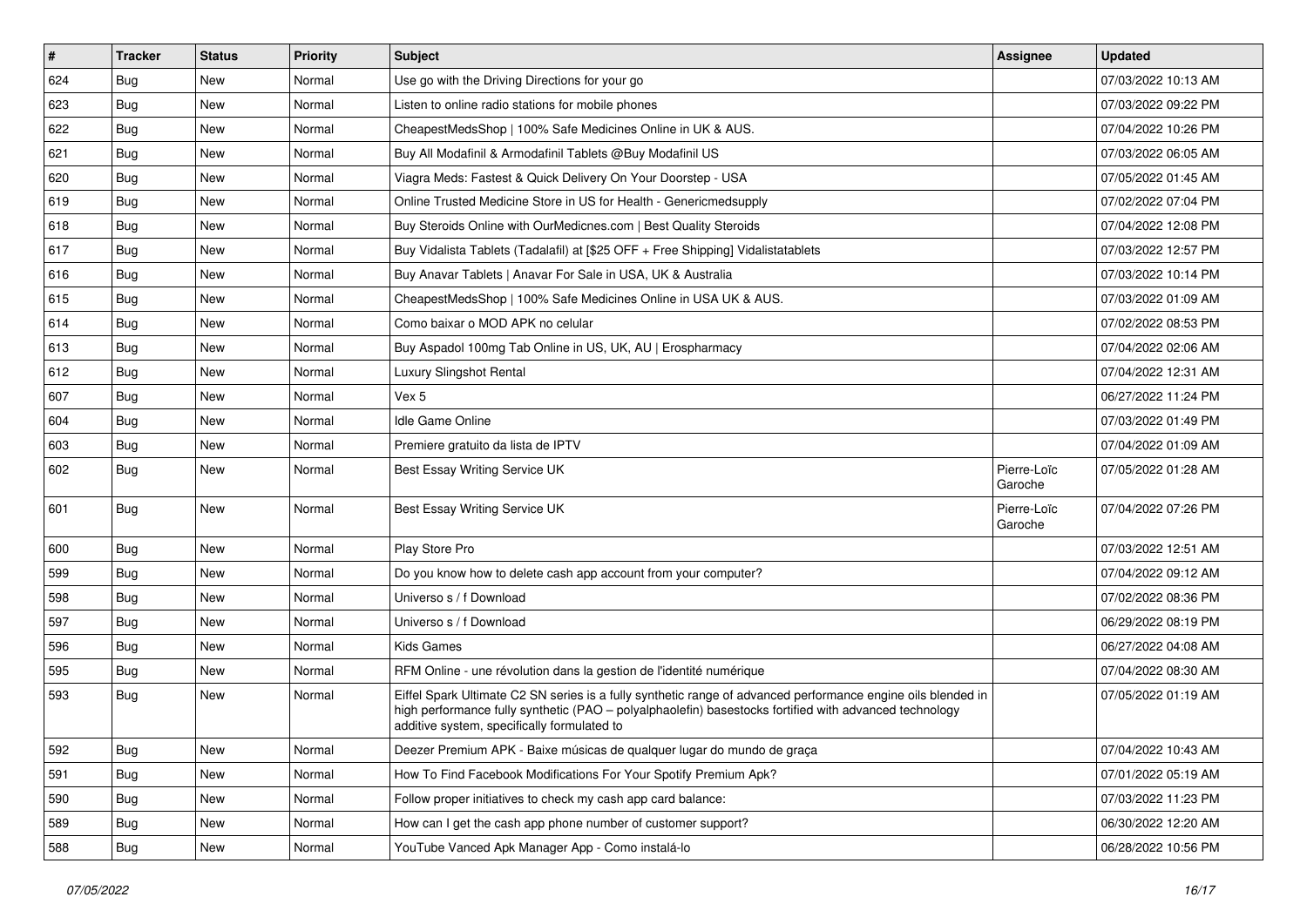| # | Tracker | Status | Priority | Subject | Assignee | Updated |
| --- | --- | --- | --- | --- | --- | --- |
| 624 | Bug | New | Normal | Use go with the Driving Directions for your go | | 07/03/2022 10:13 AM |
| 623 | Bug | New | Normal | Listen to online radio stations for mobile phones | | 07/03/2022 09:22 PM |
| 622 | Bug | New | Normal | CheapestMedsShop \| 100% Safe Medicines Online in UK & AUS. | | 07/04/2022 10:26 PM |
| 621 | Bug | New | Normal | Buy All Modafinil & Armodafinil Tablets @Buy Modafinil US | | 07/03/2022 06:05 AM |
| 620 | Bug | New | Normal | Viagra Meds: Fastest & Quick Delivery On Your Doorstep - USA | | 07/05/2022 01:45 AM |
| 619 | Bug | New | Normal | Online Trusted Medicine Store in US for Health - Genericmedsupply | | 07/02/2022 07:04 PM |
| 618 | Bug | New | Normal | Buy Steroids Online with OurMedicnes.com \| Best Quality Steroids | | 07/04/2022 12:08 PM |
| 617 | Bug | New | Normal | Buy Vidalista Tablets (Tadalafil) at [$25 OFF + Free Shipping] Vidalistatablets | | 07/03/2022 12:57 PM |
| 616 | Bug | New | Normal | Buy Anavar Tablets \| Anavar For Sale in USA, UK & Australia | | 07/03/2022 10:14 PM |
| 615 | Bug | New | Normal | CheapestMedsShop \| 100% Safe Medicines Online in USA UK & AUS. | | 07/03/2022 01:09 AM |
| 614 | Bug | New | Normal | Como baixar o MOD APK no celular | | 07/02/2022 08:53 PM |
| 613 | Bug | New | Normal | Buy Aspadol 100mg Tab Online in US, UK, AU \| Erospharmacy | | 07/04/2022 02:06 AM |
| 612 | Bug | New | Normal | Luxury Slingshot Rental | | 07/04/2022 12:31 AM |
| 607 | Bug | New | Normal | Vex 5 | | 06/27/2022 11:24 PM |
| 604 | Bug | New | Normal | Idle Game Online | | 07/03/2022 01:49 PM |
| 603 | Bug | New | Normal | Premiere gratuito da lista de IPTV | | 07/04/2022 01:09 AM |
| 602 | Bug | New | Normal | Best Essay Writing Service UK | Pierre-Loïc Garoche | 07/05/2022 01:28 AM |
| 601 | Bug | New | Normal | Best Essay Writing Service UK | Pierre-Loïc Garoche | 07/04/2022 07:26 PM |
| 600 | Bug | New | Normal | Play Store Pro | | 07/03/2022 12:51 AM |
| 599 | Bug | New | Normal | Do you know how to delete cash app account from your computer? | | 07/04/2022 09:12 AM |
| 598 | Bug | New | Normal | Universo s / f Download | | 07/02/2022 08:36 PM |
| 597 | Bug | New | Normal | Universo s / f Download | | 06/29/2022 08:19 PM |
| 596 | Bug | New | Normal | Kids Games | | 06/27/2022 04:08 AM |
| 595 | Bug | New | Normal | RFM Online - une révolution dans la gestion de l'identité numérique | | 07/04/2022 08:30 AM |
| 593 | Bug | New | Normal | Eiffel Spark Ultimate C2 SN series is a fully synthetic range of advanced performance engine oils blended in high performance fully synthetic (PAO – polyalphaolefin) basestocks fortified with advanced technology additive system, specifically formulated to | | 07/05/2022 01:19 AM |
| 592 | Bug | New | Normal | Deezer Premium APK - Baixe músicas de qualquer lugar do mundo de graça | | 07/04/2022 10:43 AM |
| 591 | Bug | New | Normal | How To Find Facebook Modifications For Your Spotify Premium Apk? | | 07/01/2022 05:19 AM |
| 590 | Bug | New | Normal | Follow proper initiatives to check my cash app card balance: | | 07/03/2022 11:23 PM |
| 589 | Bug | New | Normal | How can I get the cash app phone number of customer support? | | 06/30/2022 12:20 AM |
| 588 | Bug | New | Normal | YouTube Vanced Apk Manager App - Como instalá-lo | | 06/28/2022 10:56 PM |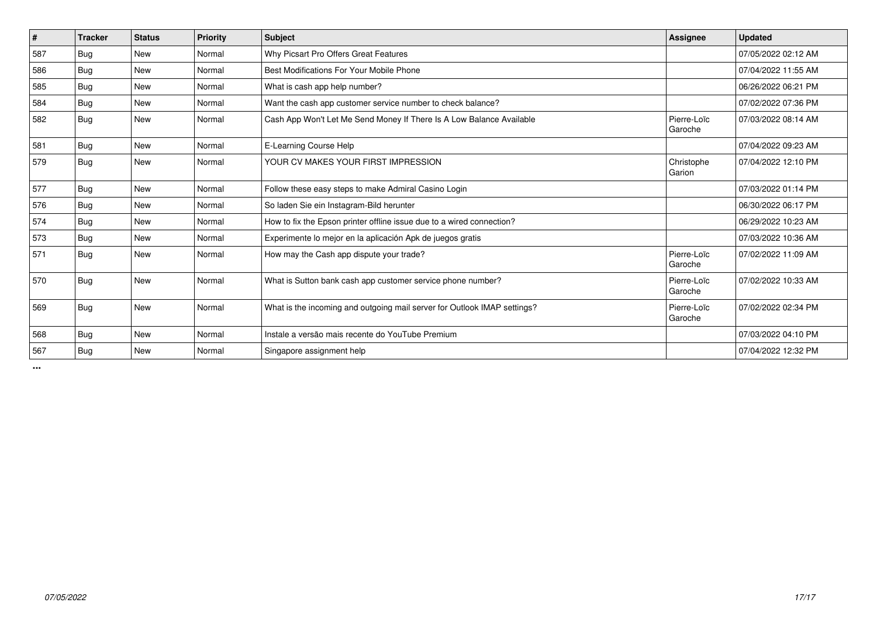| # | Tracker | Status | Priority | Subject | Assignee | Updated |
|---|---|---|---|---|---|---|
| 587 | Bug | New | Normal | Why Picsart Pro Offers Great Features | | 07/05/2022 02:12 AM |
| 586 | Bug | New | Normal | Best Modifications For Your Mobile Phone | | 07/04/2022 11:55 AM |
| 585 | Bug | New | Normal | What is cash app help number? | | 06/26/2022 06:21 PM |
| 584 | Bug | New | Normal | Want the cash app customer service number to check balance? | | 07/02/2022 07:36 PM |
| 582 | Bug | New | Normal | Cash App Won't Let Me Send Money If There Is A Low Balance Available | Pierre-Loïc Garoche | 07/03/2022 08:14 AM |
| 581 | Bug | New | Normal | E-Learning Course Help | | 07/04/2022 09:23 AM |
| 579 | Bug | New | Normal | YOUR CV MAKES YOUR FIRST IMPRESSION | Christophe Garion | 07/04/2022 12:10 PM |
| 577 | Bug | New | Normal | Follow these easy steps to make Admiral Casino Login | | 07/03/2022 01:14 PM |
| 576 | Bug | New | Normal | So laden Sie ein Instagram-Bild herunter | | 06/30/2022 06:17 PM |
| 574 | Bug | New | Normal | How to fix the Epson printer offline issue due to a wired connection? | | 06/29/2022 10:23 AM |
| 573 | Bug | New | Normal | Experimente lo mejor en la aplicación Apk de juegos gratis | | 07/03/2022 10:36 AM |
| 571 | Bug | New | Normal | How may the Cash app dispute your trade? | Pierre-Loïc Garoche | 07/02/2022 11:09 AM |
| 570 | Bug | New | Normal | What is Sutton bank cash app customer service phone number? | Pierre-Loïc Garoche | 07/02/2022 10:33 AM |
| 569 | Bug | New | Normal | What is the incoming and outgoing mail server for Outlook IMAP settings? | Pierre-Loïc Garoche | 07/02/2022 02:34 PM |
| 568 | Bug | New | Normal | Instale a versão mais recente do YouTube Premium | | 07/03/2022 04:10 PM |
| 567 | Bug | New | Normal | Singapore assignment help | | 07/04/2022 12:32 PM |

...